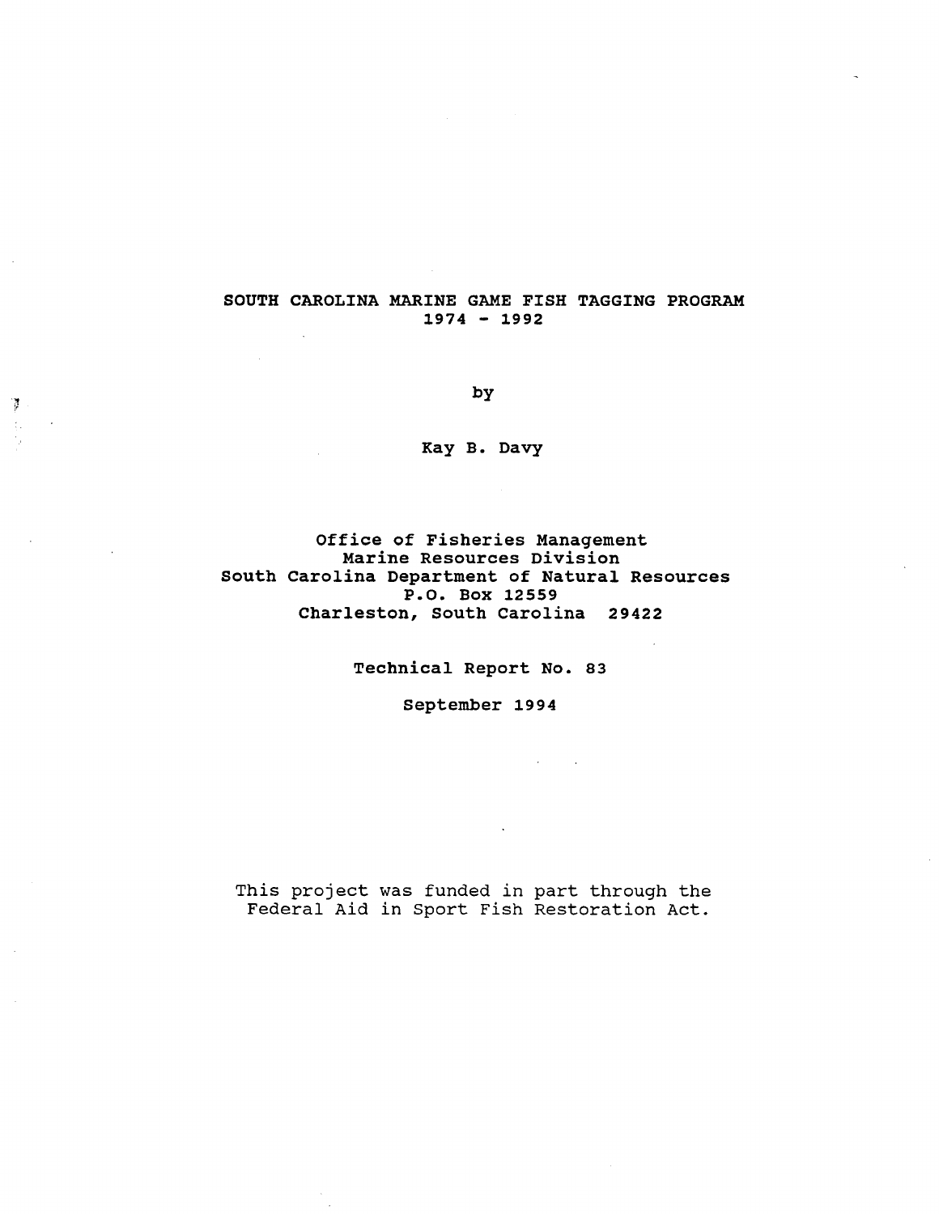# SOUTH CAROLINA MARINE GAME FISH TAGGING PROGRAM
## 1974 - 1992

by

Kay B. Davy

Office of Fisheries Management
Marine Resources Division
South Carolina Department of Natural Resources
P.O. Box 12559
Charleston, South Carolina 29422

Technical Report No. 83

September 1994

This project was funded in part through the Federal Aid in Sport Fish Restoration Act.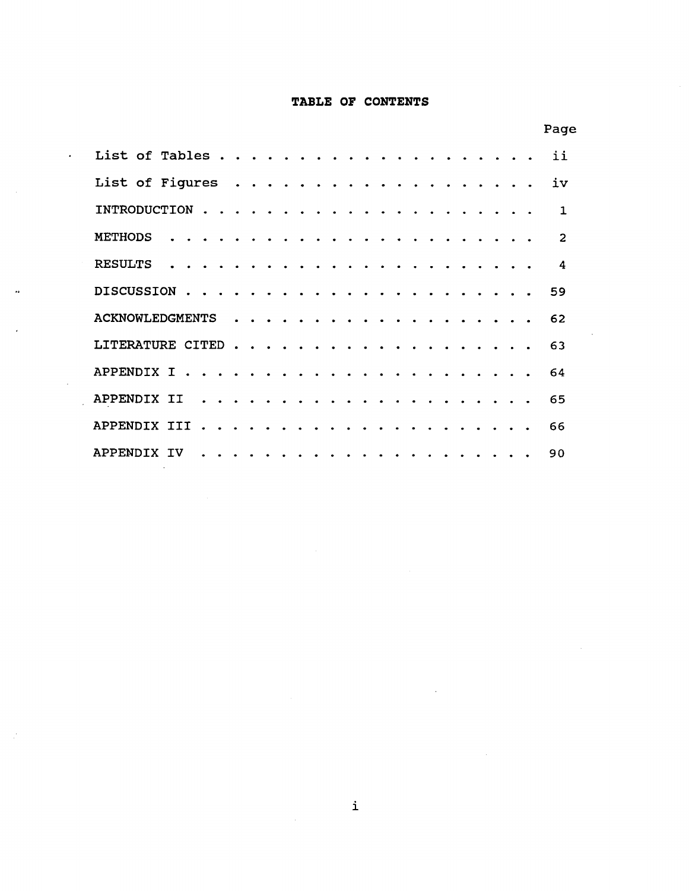# TABLE OF CONTENTS

| | Page |
|---|---|
| List of Tables | ii |
| List of Figures | iv |
| INTRODUCTION | 1 |
| METHODS | 2 |
| RESULTS | 4 |
| DISCUSSION | 59 |
| ACKNOWLEDGMENTS | 62 |
| LITERATURE CITED | 63 |
| APPENDIX I | 64 |
| APPENDIX II | 65 |
| APPENDIX III | 66 |
| APPENDIX IV | 90 |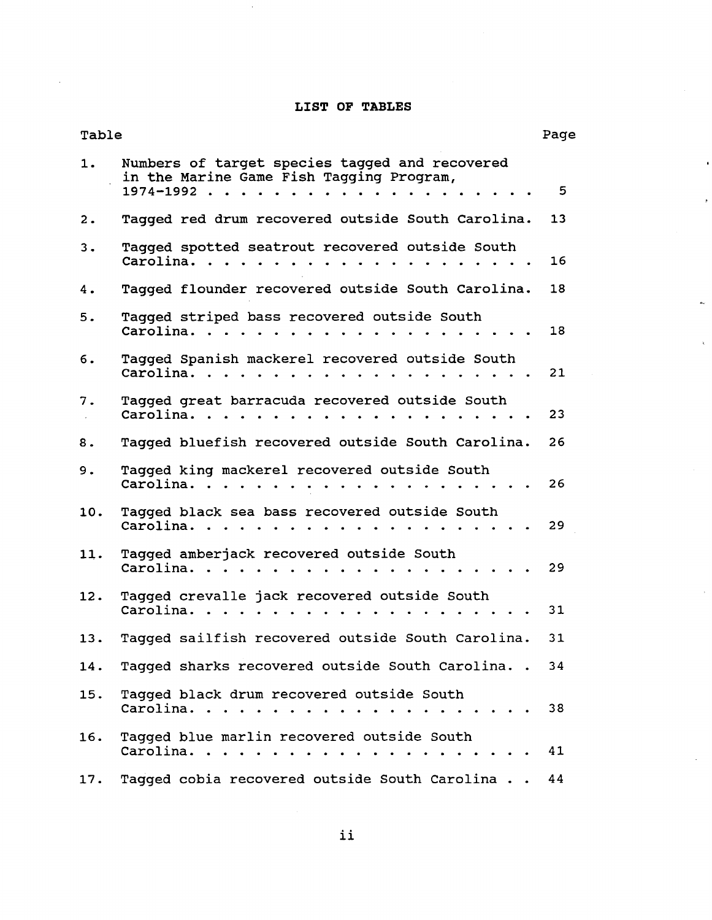# LIST OF TABLES

| Table | | Page |
|---|---|---|
| 1. | Numbers of target species tagged and recovered in the Marine Game Fish Tagging Program, 1974-1992 | 5 |
| 2. | Tagged red drum recovered outside South Carolina. | 13 |
| 3. | Tagged spotted seatrout recovered outside South Carolina. | 16 |
| 4. | Tagged flounder recovered outside South Carolina. | 18 |
| 5. | Tagged striped bass recovered outside South Carolina. | 18 |
| 6. | Tagged Spanish mackerel recovered outside South Carolina. | 21 |
| 7. | Tagged great barracuda recovered outside South Carolina. | 23 |
| 8. | Tagged bluefish recovered outside South Carolina. | 26 |
| 9. | Tagged king mackerel recovered outside South Carolina. | 26 |
| 10. | Tagged black sea bass recovered outside South Carolina. | 29 |
| 11. | Tagged amberjack recovered outside South Carolina. | 29 |
| 12. | Tagged crevalle jack recovered outside South Carolina. | 31 |
| 13. | Tagged sailfish recovered outside South Carolina. | 31 |
| 14. | Tagged sharks recovered outside South Carolina. | 34 |
| 15. | Tagged black drum recovered outside South Carolina. | 38 |
| 16. | Tagged blue marlin recovered outside South Carolina. | 41 |
| 17. | Tagged cobia recovered outside South Carolina | 44 |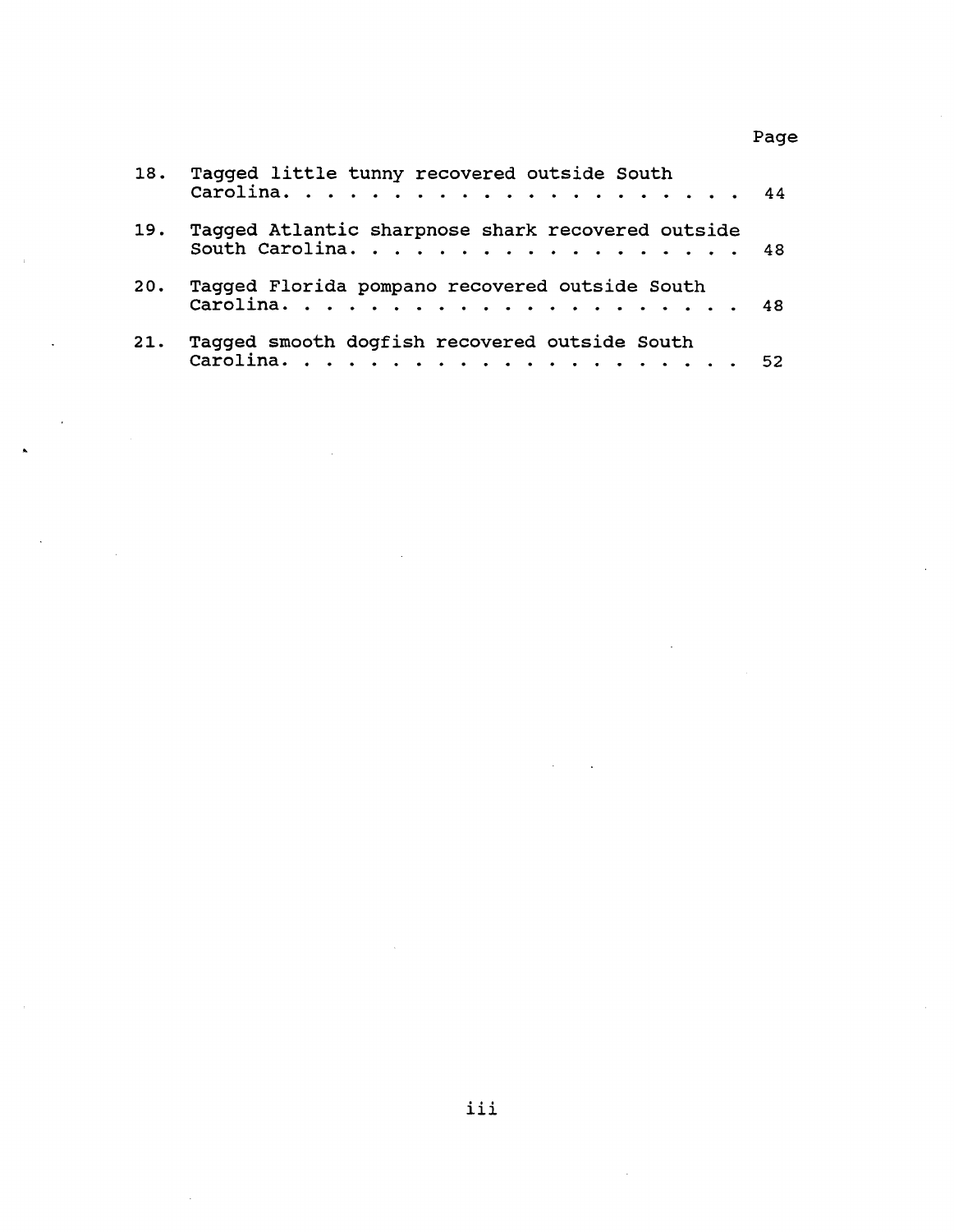| | | Page |
|---|---|---|
| 18. | Tagged little tunny recovered outside South Carolina. | 44 |
| 19. | Tagged Atlantic sharpnose shark recovered outside South Carolina. | 48 |
| 20. | Tagged Florida pompano recovered outside South Carolina. | 48 |
| 21. | Tagged smooth dogfish recovered outside South Carolina. | 52 |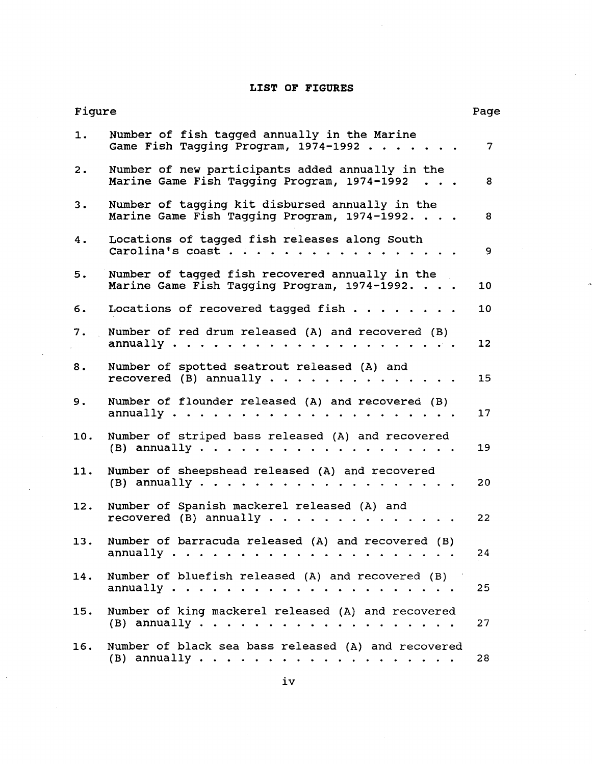## LIST OF FIGURES

| Figure | | Page |
|---|---|---|
| 1. | Number of fish tagged annually in the Marine Game Fish Tagging Program, 1974-1992 . . . . . . . | 7 |
| 2. | Number of new participants added annually in the Marine Game Fish Tagging Program, 1974-1992 . . . | 8 |
| 3. | Number of tagging kit disbursed annually in the Marine Game Fish Tagging Program, 1974-1992. . . . | 8 |
| 4. | Locations of tagged fish releases along South Carolina's coast . . . . . . . . . . . . . . . . | 9 |
| 5. | Number of tagged fish recovered annually in the Marine Game Fish Tagging Program, 1974-1992. . . . | 10 |
| 6. | Locations of recovered tagged fish . . . . . . . . | 10 |
| 7. | Number of red drum released (A) and recovered (B) annually . . . . . . . . . . . . . . . . . . . . . . | 12 |
| 8. | Number of spotted seatrout released (A) and recovered (B) annually . . . . . . . . . . . . . . | 15 |
| 9. | Number of flounder released (A) and recovered (B) annually . . . . . . . . . . . . . . . . . . . . . . | 17 |
| 10. | Number of striped bass released (A) and recovered (B) annually . . . . . . . . . . . . . . . . . . . | 19 |
| 11. | Number of sheepshead released (A) and recovered (B) annually . . . . . . . . . . . . . . . . . . . | 20 |
| 12. | Number of Spanish mackerel released (A) and recovered (B) annually . . . . . . . . . . . . . . | 22 |
| 13. | Number of barracuda released (A) and recovered (B) annually . . . . . . . . . . . . . . . . . . . . . . | 24 |
| 14. | Number of bluefish released (A) and recovered (B) annually . . . . . . . . . . . . . . . . . . . . . . | 25 |
| 15. | Number of king mackerel released (A) and recovered (B) annually . . . . . . . . . . . . . . . . . . . | 27 |
| 16. | Number of black sea bass released (A) and recovered (B) annually . . . . . . . . . . . . . . . . . . . | 28 |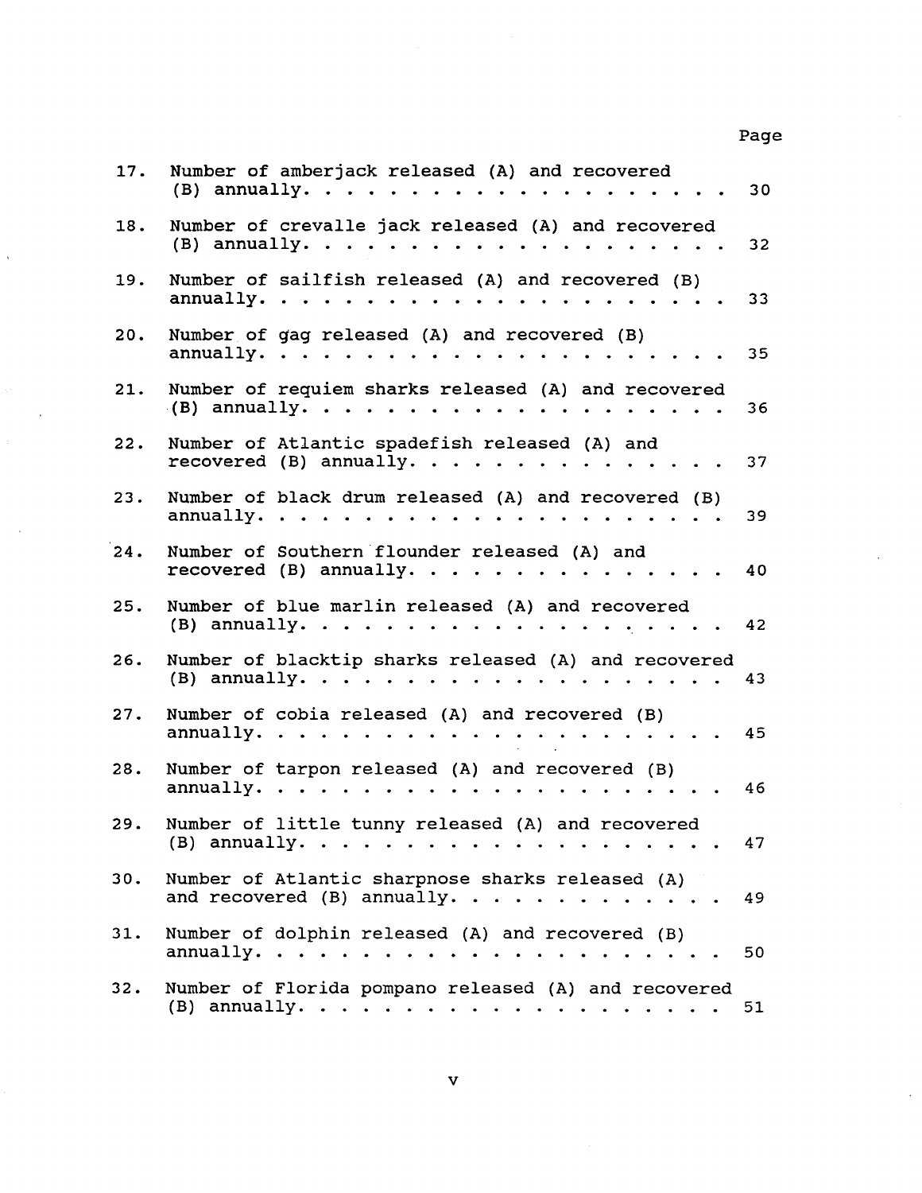| | | Page |
|---|---|---|
| 17. | Number of amberjack released (A) and recovered (B) annually | 30 |
| 18. | Number of crevalle jack released (A) and recovered (B) annually | 32 |
| 19. | Number of sailfish released (A) and recovered (B) annually | 33 |
| 20. | Number of gag released (A) and recovered (B) annually | 35 |
| 21. | Number of requiem sharks released (A) and recovered (B) annually | 36 |
| 22. | Number of Atlantic spadefish released (A) and recovered (B) annually | 37 |
| 23. | Number of black drum released (A) and recovered (B) annually | 39 |
| 24. | Number of Southern flounder released (A) and recovered (B) annually | 40 |
| 25. | Number of blue marlin released (A) and recovered (B) annually | 42 |
| 26. | Number of blacktip sharks released (A) and recovered (B) annually | 43 |
| 27. | Number of cobia released (A) and recovered (B) annually | 45 |
| 28. | Number of tarpon released (A) and recovered (B) annually | 46 |
| 29. | Number of little tunny released (A) and recovered (B) annually | 47 |
| 30. | Number of Atlantic sharpnose sharks released (A) and recovered (B) annually | 49 |
| 31. | Number of dolphin released (A) and recovered (B) annually | 50 |
| 32. | Number of Florida pompano released (A) and recovered (B) annually | 51 |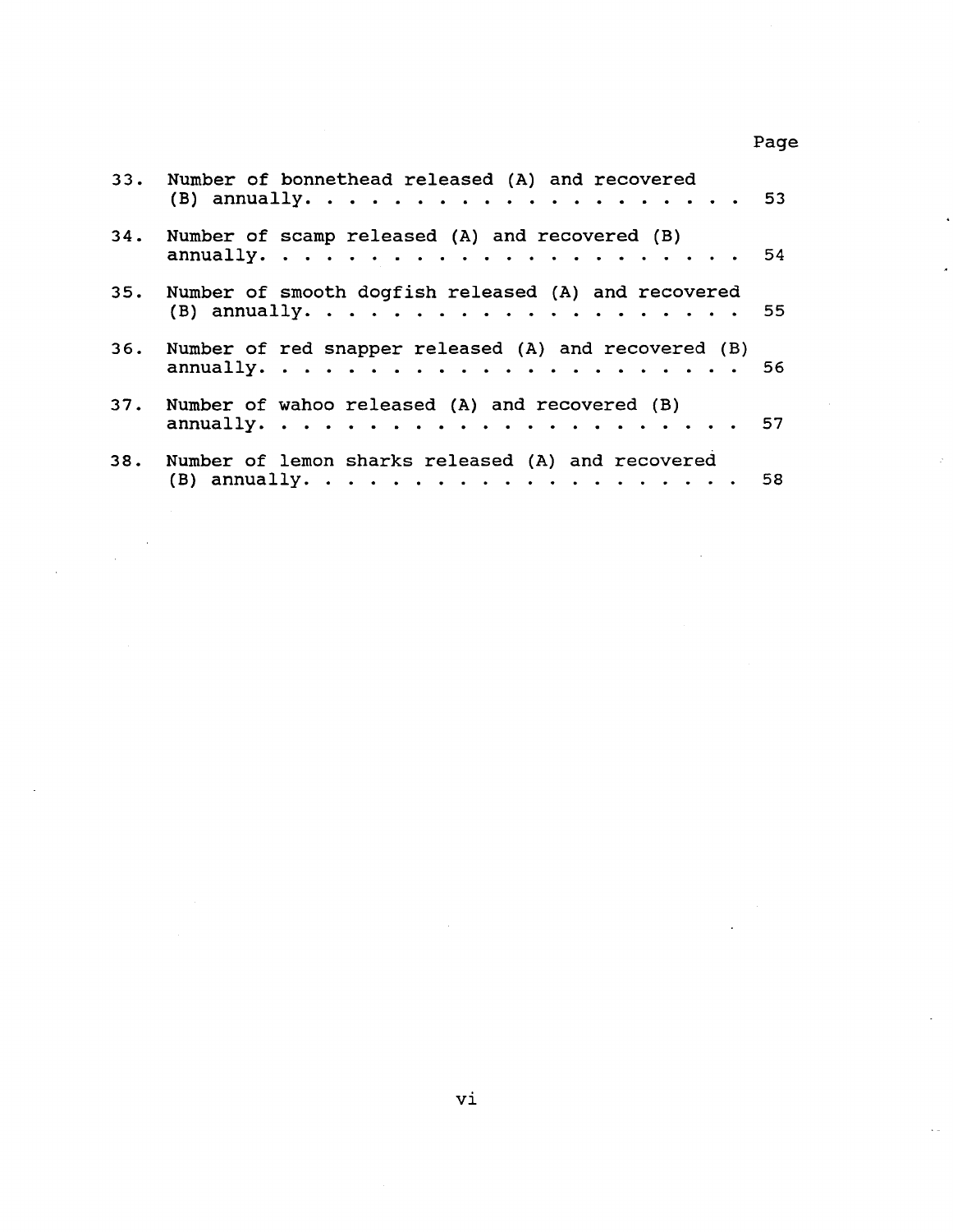Page

33. Number of bonnethead released (A) and recovered (B) annually. . . . . . . . . . . . . . . . . . . . 53

34. Number of scamp released (A) and recovered (B) annually. . . . . . . . . . . . . . . . . . . . . . 54

35. Number of smooth dogfish released (A) and recovered (B) annually. . . . . . . . . . . . . . . . . . . . 55

36. Number of red snapper released (A) and recovered (B) annually. . . . . . . . . . . . . . . . . . . . . . 56

37. Number of wahoo released (A) and recovered (B) annually. . . . . . . . . . . . . . . . . . . . . . 57

38. Number of lemon sharks released (A) and recovered (B) annually. . . . . . . . . . . . . . . . . . . . 58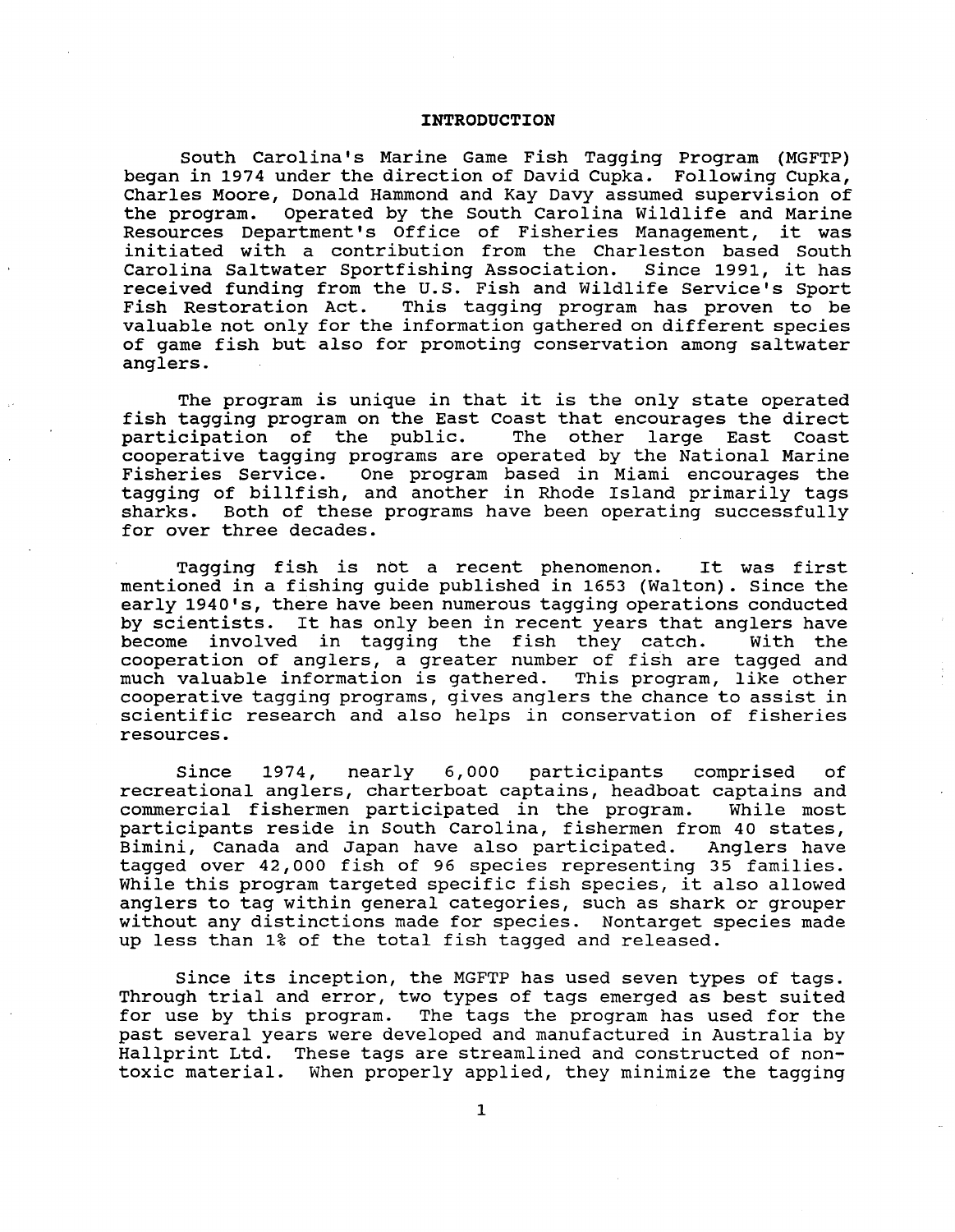# INTRODUCTION

South Carolina's Marine Game Fish Tagging Program (MGFTP) began in 1974 under the direction of David Cupka. Following Cupka, Charles Moore, Donald Hammond and Kay Davy assumed supervision of the program. Operated by the South Carolina Wildlife and Marine Resources Department's Office of Fisheries Management, it was initiated with a contribution from the Charleston based South Carolina Saltwater Sportfishing Association. Since 1991, it has received funding from the U.S. Fish and Wildlife Service's Sport Fish Restoration Act. This tagging program has proven to be valuable not only for the information gathered on different species of game fish but also for promoting conservation among saltwater anglers.

The program is unique in that it is the only state operated fish tagging program on the East Coast that encourages the direct participation of the public. The other large East Coast cooperative tagging programs are operated by the National Marine Fisheries Service. One program based in Miami encourages the tagging of billfish, and another in Rhode Island primarily tags sharks. Both of these programs have been operating successfully for over three decades.

Tagging fish is not a recent phenomenon. It was first mentioned in a fishing guide published in 1653 (Walton). Since the early 1940's, there have been numerous tagging operations conducted by scientists. It has only been in recent years that anglers have become involved in tagging the fish they catch. With the cooperation of anglers, a greater number of fish are tagged and much valuable information is gathered. This program, like other cooperative tagging programs, gives anglers the chance to assist in scientific research and also helps in conservation of fisheries resources.

Since 1974, nearly 6,000 participants comprised of recreational anglers, charterboat captains, headboat captains and commercial fishermen participated in the program. While most participants reside in South Carolina, fishermen from 40 states, Bimini, Canada and Japan have also participated. Anglers have tagged over 42,000 fish of 96 species representing 35 families. While this program targeted specific fish species, it also allowed anglers to tag within general categories, such as shark or grouper without any distinctions made for species. Nontarget species made up less than 1% of the total fish tagged and released.

Since its inception, the MGFTP has used seven types of tags. Through trial and error, two types of tags emerged as best suited for use by this program. The tags the program has used for the past several years were developed and manufactured in Australia by Hallprint Ltd. These tags are streamlined and constructed of non-toxic material. When properly applied, they minimize the tagging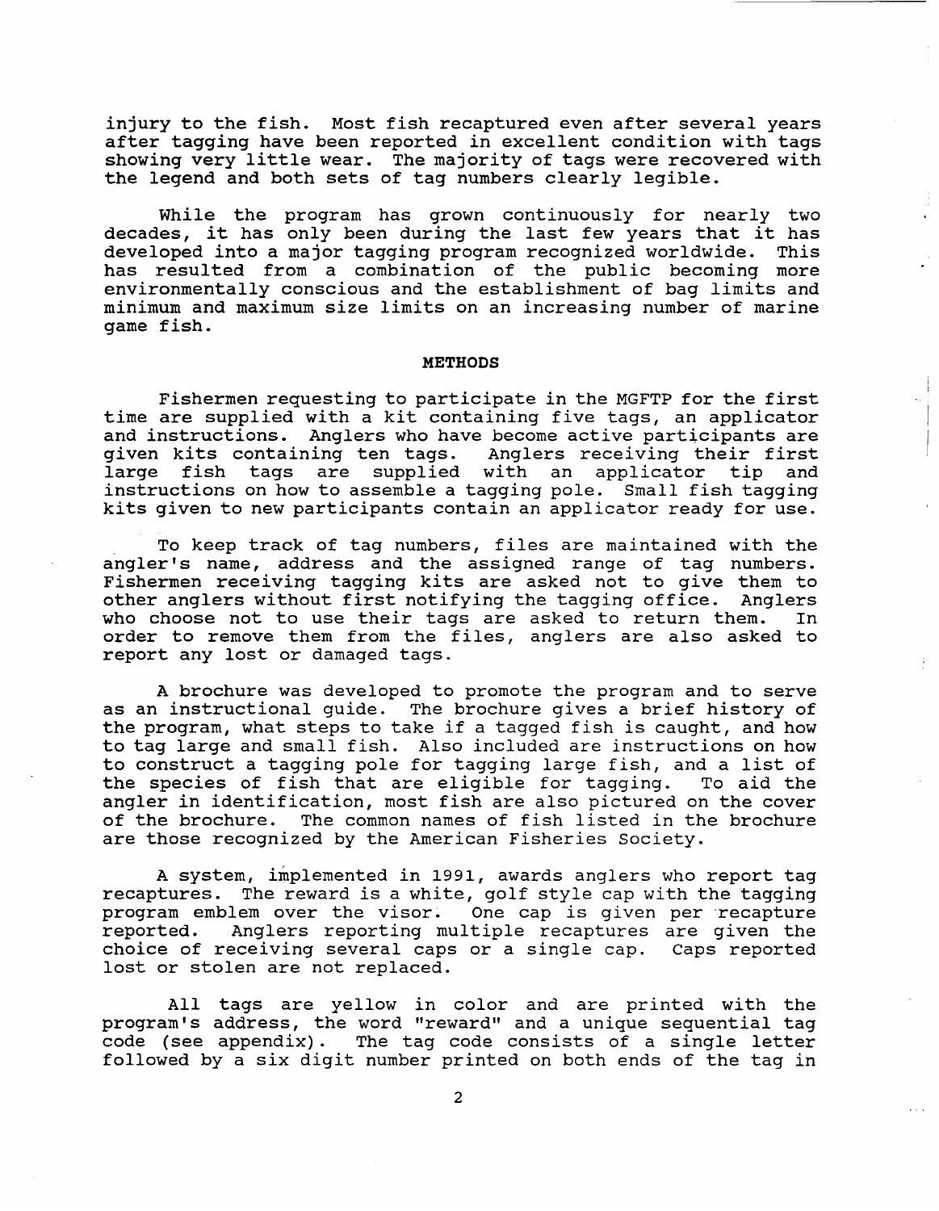injury to the fish. Most fish recaptured even after several years after tagging have been reported in excellent condition with tags showing very little wear. The majority of tags were recovered with the legend and both sets of tag numbers clearly legible.

While the program has grown continuously for nearly two decades, it has only been during the last few years that it has developed into a major tagging program recognized worldwide. This has resulted from a combination of the public becoming more environmentally conscious and the establishment of bag limits and minimum and maximum size limits on an increasing number of marine game fish.

## METHODS

Fishermen requesting to participate in the MGFTP for the first time are supplied with a kit containing five tags, an applicator and instructions. Anglers who have become active participants are given kits containing ten tags. Anglers receiving their first large fish tags are supplied with an applicator tip and instructions on how to assemble a tagging pole. Small fish tagging kits given to new participants contain an applicator ready for use.

To keep track of tag numbers, files are maintained with the angler's name, address and the assigned range of tag numbers. Fishermen receiving tagging kits are asked not to give them to other anglers without first notifying the tagging office. Anglers who choose not to use their tags are asked to return them. In order to remove them from the files, anglers are also asked to report any lost or damaged tags.

A brochure was developed to promote the program and to serve as an instructional guide. The brochure gives a brief history of the program, what steps to take if a tagged fish is caught, and how to tag large and small fish. Also included are instructions on how to construct a tagging pole for tagging large fish, and a list of the species of fish that are eligible for tagging. To aid the angler in identification, most fish are also pictured on the cover of the brochure. The common names of fish listed in the brochure are those recognized by the American Fisheries Society.

A system, implemented in 1991, awards anglers who report tag recaptures. The reward is a white, golf style cap with the tagging program emblem over the visor. One cap is given per recapture reported. Anglers reporting multiple recaptures are given the choice of receiving several caps or a single cap. Caps reported lost or stolen are not replaced.

All tags are yellow in color and are printed with the program's address, the word "reward" and a unique sequential tag code (see appendix). The tag code consists of a single letter followed by a six digit number printed on both ends of the tag in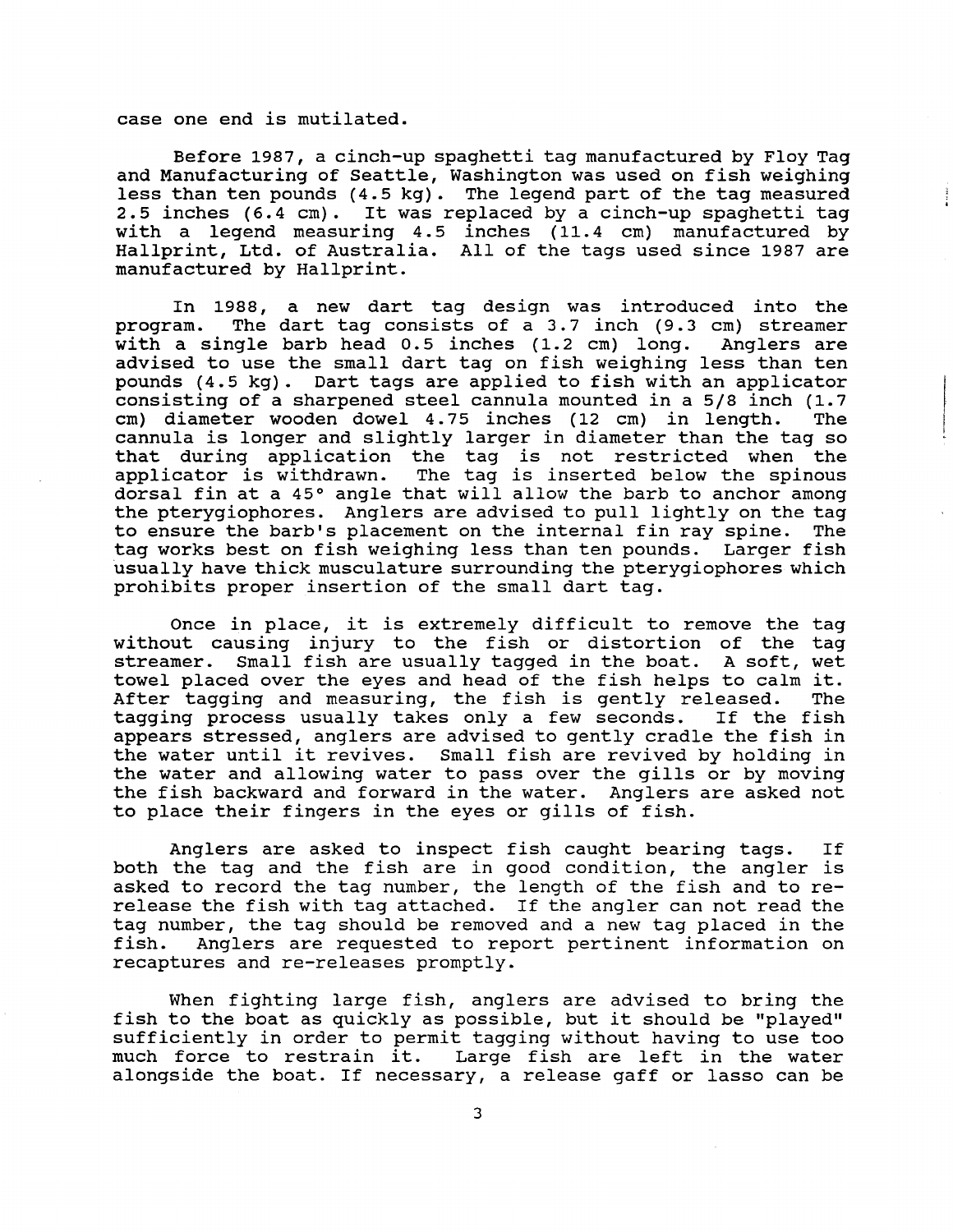case one end is mutilated.

Before 1987, a cinch-up spaghetti tag manufactured by Floy Tag and Manufacturing of Seattle, Washington was used on fish weighing less than ten pounds (4.5 kg). The legend part of the tag measured 2.5 inches (6.4 cm). It was replaced by a cinch-up spaghetti tag with a legend measuring 4.5 inches (11.4 cm) manufactured by Hallprint, Ltd. of Australia. All of the tags used since 1987 are manufactured by Hallprint.

In 1988, a new dart tag design was introduced into the program. The dart tag consists of a 3.7 inch (9.3 cm) streamer with a single barb head 0.5 inches (1.2 cm) long. Anglers are advised to use the small dart tag on fish weighing less than ten pounds (4.5 kg). Dart tags are applied to fish with an applicator consisting of a sharpened steel cannula mounted in a 5/8 inch (1.7 cm) diameter wooden dowel 4.75 inches (12 cm) in length. The cannula is longer and slightly larger in diameter than the tag so that during application the tag is not restricted when the applicator is withdrawn. The tag is inserted below the spinous dorsal fin at a 45° angle that will allow the barb to anchor among the pterygiophores. Anglers are advised to pull lightly on the tag to ensure the barb's placement on the internal fin ray spine. The tag works best on fish weighing less than ten pounds. Larger fish usually have thick musculature surrounding the pterygiophores which prohibits proper insertion of the small dart tag.

Once in place, it is extremely difficult to remove the tag without causing injury to the fish or distortion of the tag streamer. Small fish are usually tagged in the boat. A soft, wet towel placed over the eyes and head of the fish helps to calm it. After tagging and measuring, the fish is gently released. The tagging process usually takes only a few seconds. If the fish appears stressed, anglers are advised to gently cradle the fish in the water until it revives. Small fish are revived by holding in the water and allowing water to pass over the gills or by moving the fish backward and forward in the water. Anglers are asked not to place their fingers in the eyes or gills of fish.

Anglers are asked to inspect fish caught bearing tags. If both the tag and the fish are in good condition, the angler is asked to record the tag number, the length of the fish and to re-release the fish with tag attached. If the angler can not read the tag number, the tag should be removed and a new tag placed in the fish. Anglers are requested to report pertinent information on recaptures and re-releases promptly.

When fighting large fish, anglers are advised to bring the fish to the boat as quickly as possible, but it should be "played" sufficiently in order to permit tagging without having to use too much force to restrain it. Large fish are left in the water alongside the boat. If necessary, a release gaff or lasso can be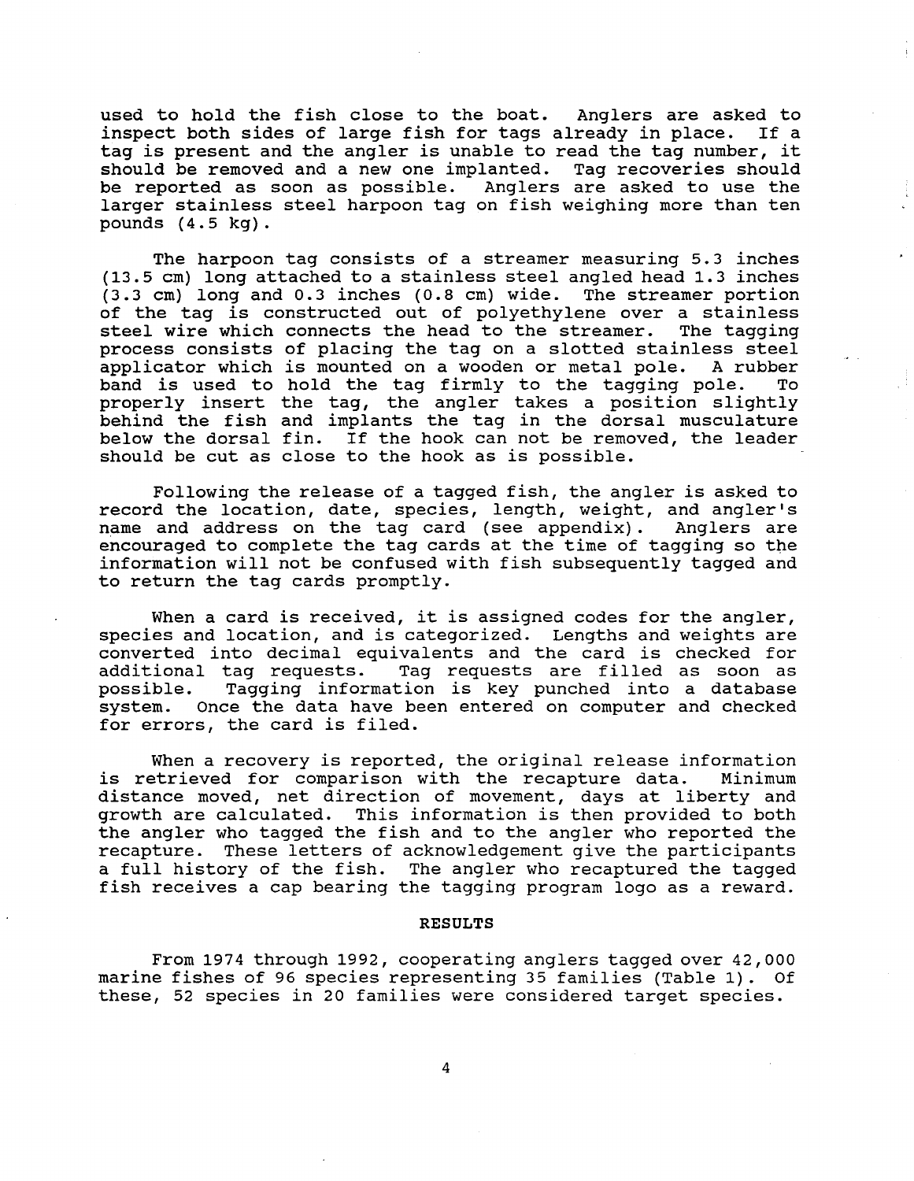used to hold the fish close to the boat. Anglers are asked to inspect both sides of large fish for tags already in place. If a tag is present and the angler is unable to read the tag number, it should be removed and a new one implanted. Tag recoveries should be reported as soon as possible. Anglers are asked to use the larger stainless steel harpoon tag on fish weighing more than ten pounds (4.5 kg).

The harpoon tag consists of a streamer measuring 5.3 inches (13.5 cm) long attached to a stainless steel angled head 1.3 inches (3.3 cm) long and 0.3 inches (0.8 cm) wide. The streamer portion of the tag is constructed out of polyethylene over a stainless steel wire which connects the head to the streamer. The tagging process consists of placing the tag on a slotted stainless steel applicator which is mounted on a wooden or metal pole. A rubber band is used to hold the tag firmly to the tagging pole. To properly insert the tag, the angler takes a position slightly behind the fish and implants the tag in the dorsal musculature below the dorsal fin. If the hook can not be removed, the leader should be cut as close to the hook as is possible.

Following the release of a tagged fish, the angler is asked to record the location, date, species, length, weight, and angler's name and address on the tag card (see appendix). Anglers are encouraged to complete the tag cards at the time of tagging so the information will not be confused with fish subsequently tagged and to return the tag cards promptly.

When a card is received, it is assigned codes for the angler, species and location, and is categorized. Lengths and weights are converted into decimal equivalents and the card is checked for additional tag requests. Tag requests are filled as soon as possible. Tagging information is key punched into a database system. Once the data have been entered on computer and checked for errors, the card is filed.

When a recovery is reported, the original release information is retrieved for comparison with the recapture data. Minimum distance moved, net direction of movement, days at liberty and growth are calculated. This information is then provided to both the angler who tagged the fish and to the angler who reported the recapture. These letters of acknowledgement give the participants a full history of the fish. The angler who recaptured the tagged fish receives a cap bearing the tagging program logo as a reward.

## RESULTS

From 1974 through 1992, cooperating anglers tagged over 42,000 marine fishes of 96 species representing 35 families (Table 1). Of these, 52 species in 20 families were considered target species.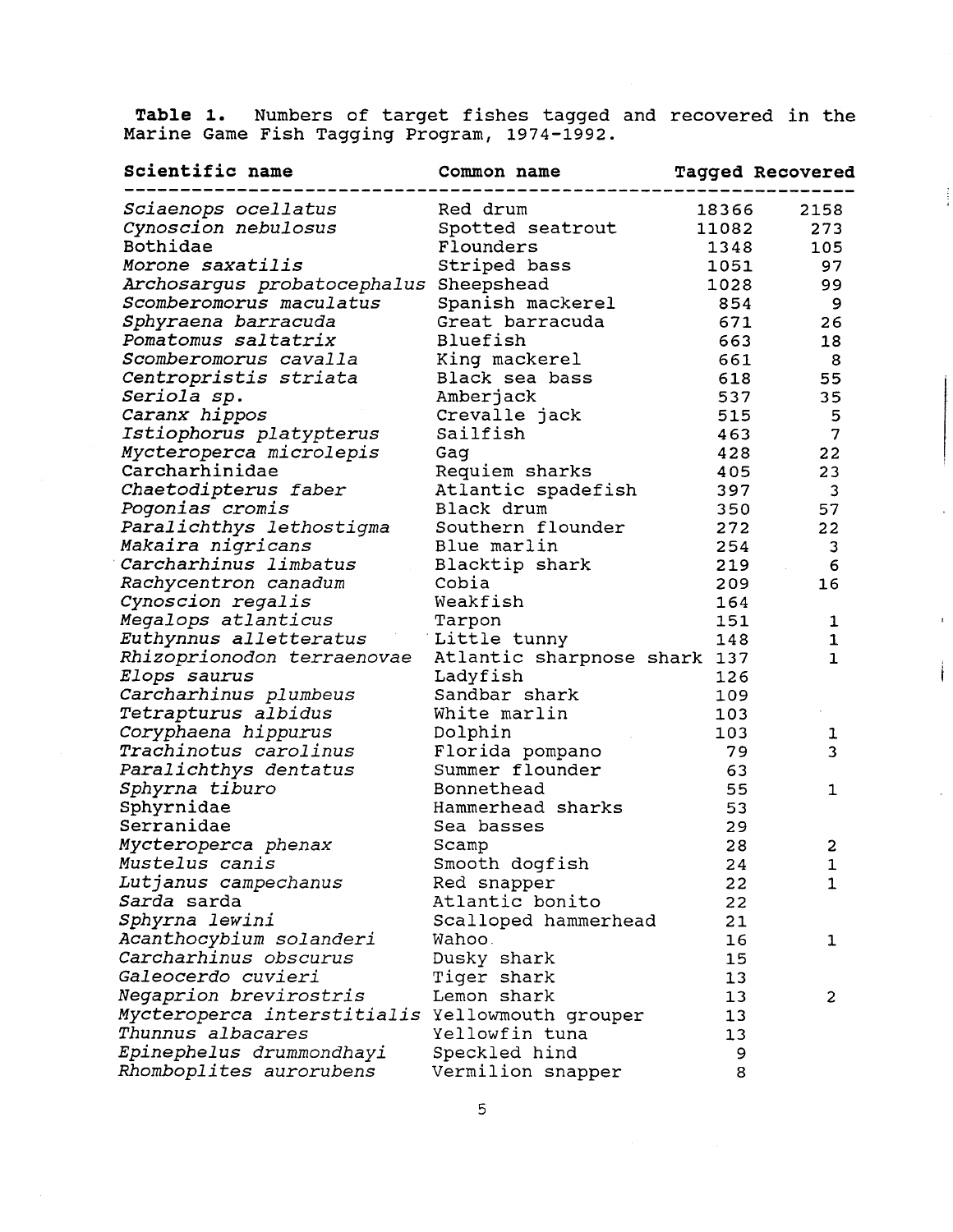**Table 1.** Numbers of target fishes tagged and recovered in the Marine Game Fish Tagging Program, 1974-1992.

| Scientific name | Common name | Tagged | Recovered |
|---|---|---|---|
| *Sciaenops ocellatus* | Red drum | 18366 | 2158 |
| *Cynoscion nebulosus* | Spotted seatrout | 11082 | 273 |
| Bothidae | Flounders | 1348 | 105 |
| *Morone saxatilis* | Striped bass | 1051 | 97 |
| *Archosargus probatocephalus* | Sheepshead | 1028 | 99 |
| *Scomberomorus maculatus* | Spanish mackerel | 854 | 9 |
| *Sphyraena barracuda* | Great barracuda | 671 | 26 |
| *Pomatomus saltatrix* | Bluefish | 663 | 18 |
| *Scomberomorus cavalla* | King mackerel | 661 | 8 |
| *Centropristis striata* | Black sea bass | 618 | 55 |
| *Seriola sp.* | Amberjack | 537 | 35 |
| *Caranx hippos* | Crevalle jack | 515 | 5 |
| *Istiophorus platypterus* | Sailfish | 463 | 7 |
| *Mycteroperca microlepis* | Gag | 428 | 22 |
| Carcharhinidae | Requiem sharks | 405 | 23 |
| *Chaetodipterus faber* | Atlantic spadefish | 397 | 3 |
| *Pogonias cromis* | Black drum | 350 | 57 |
| *Paralichthys lethostigma* | Southern flounder | 272 | 22 |
| *Makaira nigricans* | Blue marlin | 254 | 3 |
| *Carcharhinus limbatus* | Blacktip shark | 219 | 6 |
| *Rachycentron canadum* | Cobia | 209 | 16 |
| *Cynoscion regalis* | Weakfish | 164 | |
| *Megalops atlanticus* | Tarpon | 151 | 1 |
| *Euthynnus alletteratus* | Little tunny | 148 | 1 |
| *Rhizoprionodon terraenovae* | Atlantic sharpnose shark | 137 | 1 |
| *Elops saurus* | Ladyfish | 126 | |
| *Carcharhinus plumbeus* | Sandbar shark | 109 | |
| *Tetrapturus albidus* | White marlin | 103 | |
| *Coryphaena hippurus* | Dolphin | 103 | 1 |
| *Trachinotus carolinus* | Florida pompano | 79 | 3 |
| *Paralichthys dentatus* | Summer flounder | 63 | |
| *Sphyrna tiburo* | Bonnethead | 55 | 1 |
| Sphyrnidae | Hammerhead sharks | 53 | |
| Serranidae | Sea basses | 29 | |
| *Mycteroperca phenax* | Scamp | 28 | 2 |
| *Mustelus canis* | Smooth dogfish | 24 | 1 |
| *Lutjanus campechanus* | Red snapper | 22 | 1 |
| *Sarda* sarda | Atlantic bonito | 22 | |
| *Sphyrna lewini* | Scalloped hammerhead | 21 | |
| *Acanthocybium solanderi* | Wahoo | 16 | 1 |
| *Carcharhinus obscurus* | Dusky shark | 15 | |
| *Galeocerdo cuvieri* | Tiger shark | 13 | |
| *Negaprion brevirostris* | Lemon shark | 13 | 2 |
| *Mycteroperca interstitialis* | Yellowmouth grouper | 13 | |
| *Thunnus albacares* | Yellowfin tuna | 13 | |
| *Epinephelus drummondhayi* | Speckled hind | 9 | |
| *Rhomboplites aurorubens* | Vermilion snapper | 8 | |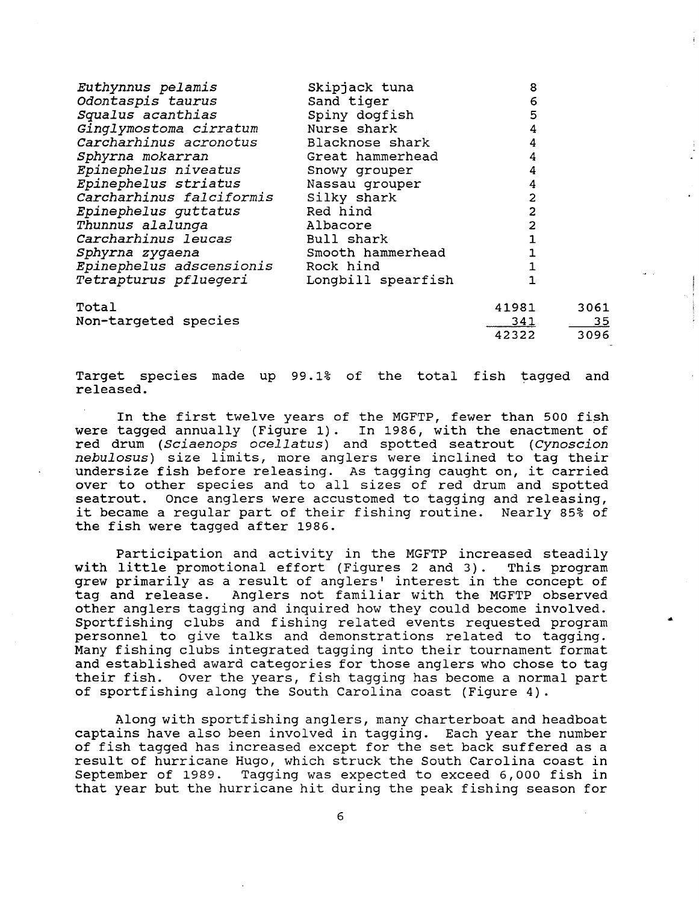| | | | |
|---|---|---|---|
| *Euthynnus pelamis* | Skipjack tuna | 8 | |
| *Odontaspis taurus* | Sand tiger | 6 | |
| *Squalus acanthias* | Spiny dogfish | 5 | |
| *Ginglymostoma cirratum* | Nurse shark | 4 | |
| *Carcharhinus acronotus* | Blacknose shark | 4 | |
| *Sphyrna mokarran* | Great hammerhead | 4 | |
| *Epinephelus niveatus* | Snowy grouper | 4 | |
| *Epinephelus striatus* | Nassau grouper | 4 | |
| *Carcharhinus falciformis* | Silky shark | 2 | |
| *Epinephelus guttatus* | Red hind | 2 | |
| *Thunnus alalunga* | Albacore | 2 | |
| *Carcharhinus leucas* | Bull shark | 1 | |
| *Sphyrna zygaena* | Smooth hammerhead | 1 | |
| *Epinephelus adscensionis* | Rock hind | 1 | |
| *Tetrapturus pfluegeri* | Longbill spearfish | 1 | |
| Total | | 41981 | 3061 |
| Non-targeted species | | 341 | 35 |
| | | 42322 | 3096 |

Target species made up 99.1% of the total fish tagged and released.

In the first twelve years of the MGFTP, fewer than 500 fish were tagged annually (Figure 1). In 1986, with the enactment of red drum (*Sciaenops ocellatus*) and spotted seatrout (*Cynoscion nebulosus*) size limits, more anglers were inclined to tag their undersize fish before releasing. As tagging caught on, it carried over to other species and to all sizes of red drum and spotted seatrout. Once anglers were accustomed to tagging and releasing, it became a regular part of their fishing routine. Nearly 85% of the fish were tagged after 1986.

Participation and activity in the MGFTP increased steadily with little promotional effort (Figures 2 and 3). This program grew primarily as a result of anglers' interest in the concept of tag and release. Anglers not familiar with the MGFTP observed other anglers tagging and inquired how they could become involved. Sportfishing clubs and fishing related events requested program personnel to give talks and demonstrations related to tagging. Many fishing clubs integrated tagging into their tournament format and established award categories for those anglers who chose to tag their fish. Over the years, fish tagging has become a normal part of sportfishing along the South Carolina coast (Figure 4).

Along with sportfishing anglers, many charterboat and headboat captains have also been involved in tagging. Each year the number of fish tagged has increased except for the set back suffered as a result of hurricane Hugo, which struck the South Carolina coast in September of 1989. Tagging was expected to exceed 6,000 fish in that year but the hurricane hit during the peak fishing season for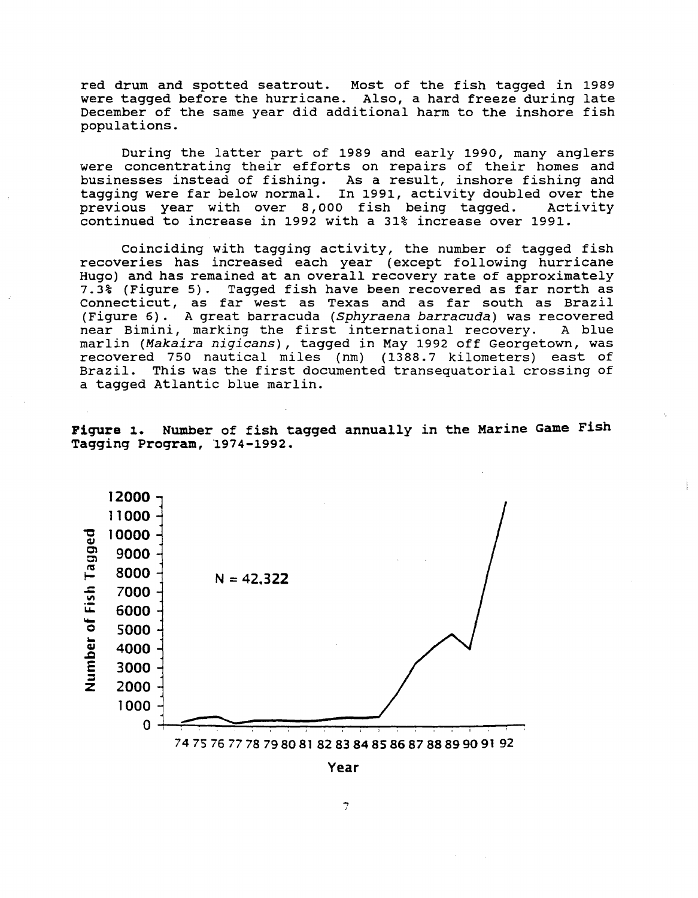red drum and spotted seatrout. Most of the fish tagged in 1989 were tagged before the hurricane. Also, a hard freeze during late December of the same year did additional harm to the inshore fish populations.

During the latter part of 1989 and early 1990, many anglers were concentrating their efforts on repairs of their homes and businesses instead of fishing. As a result, inshore fishing and tagging were far below normal. In 1991, activity doubled over the previous year with over 8,000 fish being tagged. Activity continued to increase in 1992 with a 31% increase over 1991.

Coinciding with tagging activity, the number of tagged fish recoveries has increased each year (except following hurricane Hugo) and has remained at an overall recovery rate of approximately 7.3% (Figure 5). Tagged fish have been recovered as far north as Connecticut, as far west as Texas and as far south as Brazil (Figure 6). A great barracuda (*Sphyraena barracuda*) was recovered near Bimini, marking the first international recovery. A blue marlin (*Makaira nigicans*), tagged in May 1992 off Georgetown, was recovered 750 nautical miles (nm) (1388.7 kilometers) east of Brazil. This was the first documented transequatorial crossing of a tagged Atlantic blue marlin.

**Figure 1. Number of fish tagged annually in the Marine Game Fish Tagging Program, 1974-1992.**

N = 42,322

Number of Fish Tagged

Year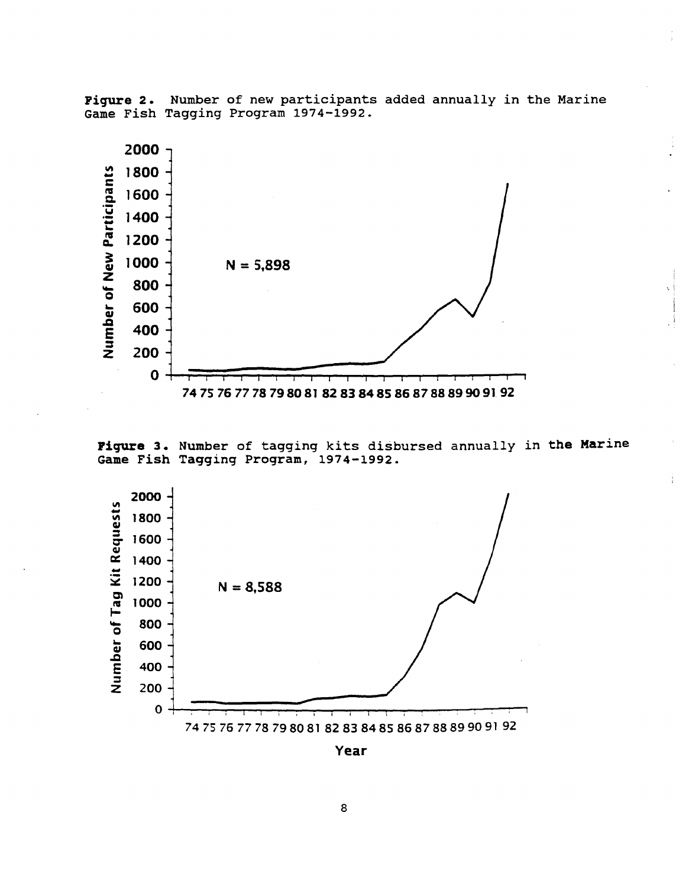**Figure 2.** Number of new participants added annually in the Marine Game Fish Tagging Program 1974-1992.

**Figure 3.** Number of tagging kits disbursed annually in the Marine Game Fish Tagging Program, 1974-1992.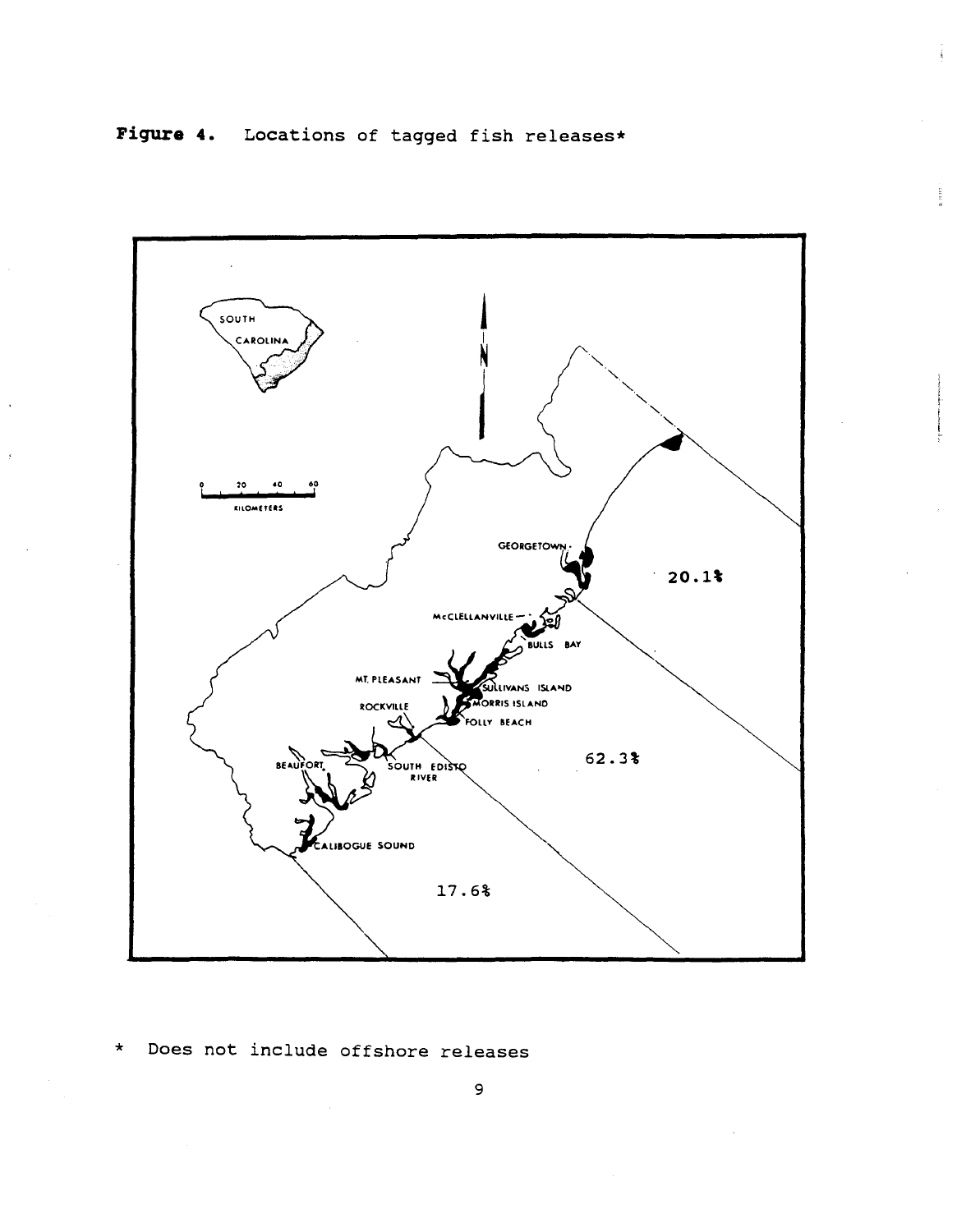**Figure 4.** Locations of tagged fish releases*

\* Does not include offshore releases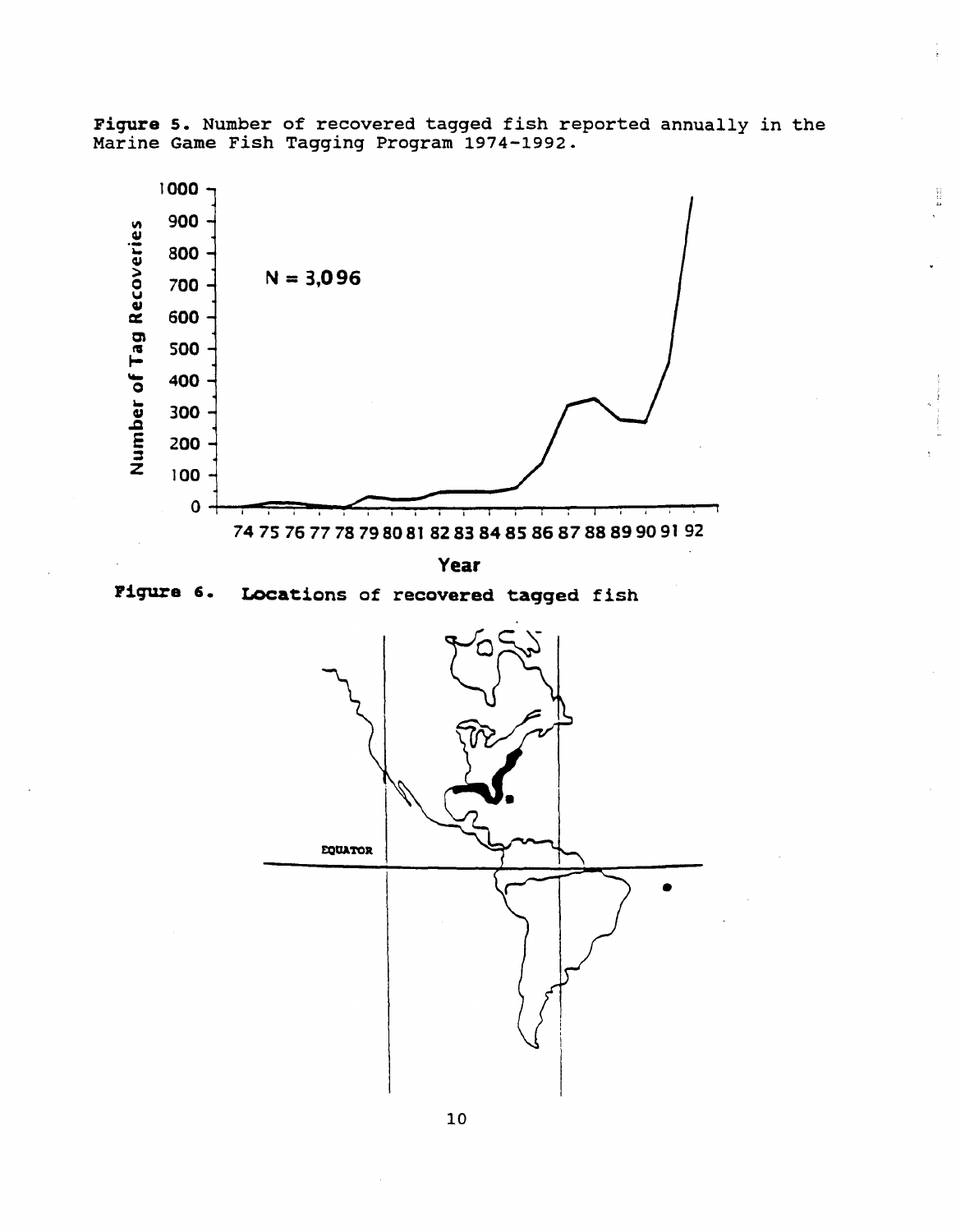**Figure 5.** Number of recovered tagged fish reported annually in the Marine Game Fish Tagging Program 1974-1992.

**Figure 6.** Locations of recovered tagged fish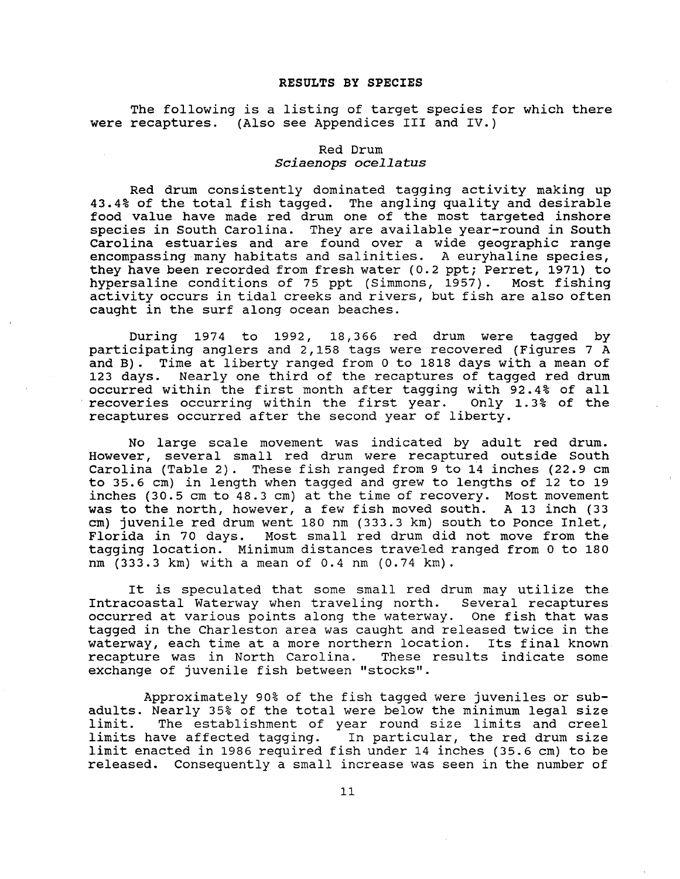## RESULTS BY SPECIES

The following is a listing of target species for which there were recaptures. (Also see Appendices III and IV.)

### Red Drum
### *Sciaenops ocellatus*

Red drum consistently dominated tagging activity making up 43.4% of the total fish tagged. The angling quality and desirable food value have made red drum one of the most targeted inshore species in South Carolina. They are available year-round in South Carolina estuaries and are found over a wide geographic range encompassing many habitats and salinities. A euryhaline species, they have been recorded from fresh water (0.2 ppt; Perret, 1971) to hypersaline conditions of 75 ppt (Simmons, 1957). Most fishing activity occurs in tidal creeks and rivers, but fish are also often caught in the surf along ocean beaches.

During 1974 to 1992, 18,366 red drum were tagged by participating anglers and 2,158 tags were recovered (Figures 7 A and B). Time at liberty ranged from 0 to 1818 days with a mean of 123 days. Nearly one third of the recaptures of tagged red drum occurred within the first month after tagging with 92.4% of all recoveries occurring within the first year. Only 1.3% of the recaptures occurred after the second year of liberty.

No large scale movement was indicated by adult red drum. However, several small red drum were recaptured outside South Carolina (Table 2). These fish ranged from 9 to 14 inches (22.9 cm to 35.6 cm) in length when tagged and grew to lengths of 12 to 19 inches (30.5 cm to 48.3 cm) at the time of recovery. Most movement was to the north, however, a few fish moved south. A 13 inch (33 cm) juvenile red drum went 180 nm (333.3 km) south to Ponce Inlet, Florida in 70 days. Most small red drum did not move from the tagging location. Minimum distances traveled ranged from 0 to 180 nm (333.3 km) with a mean of 0.4 nm (0.74 km).

It is speculated that some small red drum may utilize the Intracoastal Waterway when traveling north. Several recaptures occurred at various points along the waterway. One fish that was tagged in the Charleston area was caught and released twice in the waterway, each time at a more northern location. Its final known recapture was in North Carolina. These results indicate some exchange of juvenile fish between "stocks".

Approximately 90% of the fish tagged were juveniles or sub-adults. Nearly 35% of the total were below the minimum legal size limit. The establishment of year round size limits and creel limits have affected tagging. In particular, the red drum size limit enacted in 1986 required fish under 14 inches (35.6 cm) to be released. Consequently a small increase was seen in the number of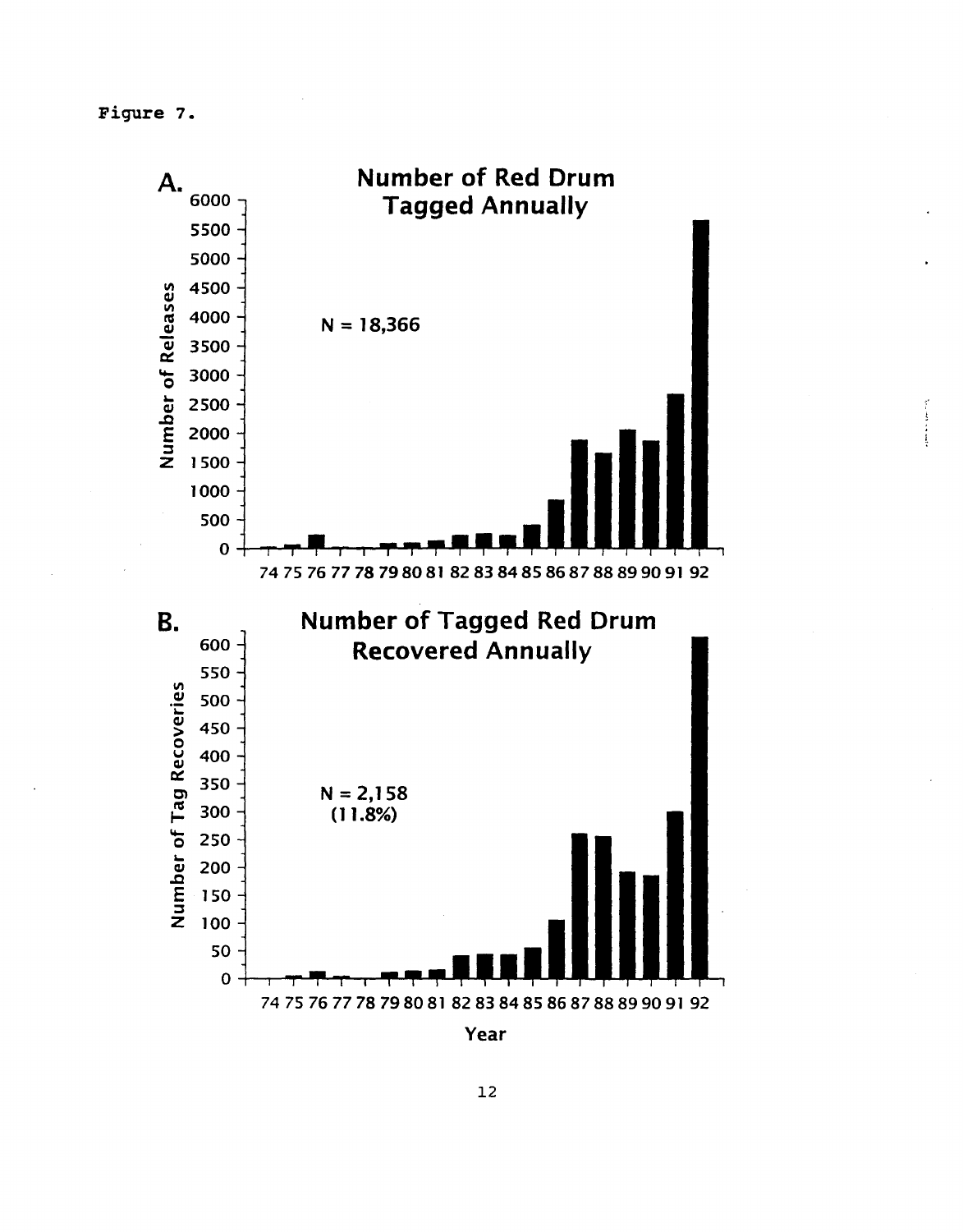Figure 7.

A. **Number of Red Drum Tagged Annually**

N = 18,366

Number of Releases

74 75 76 77 78 79 80 81 82 83 84 85 86 87 88 89 90 91 92

B. **Number of Tagged Red Drum Recovered Annually**

N = 2,158 (11.8%)

Number of Tag Recoveries

74 75 76 77 78 79 80 81 82 83 84 85 86 87 88 89 90 91 92

Year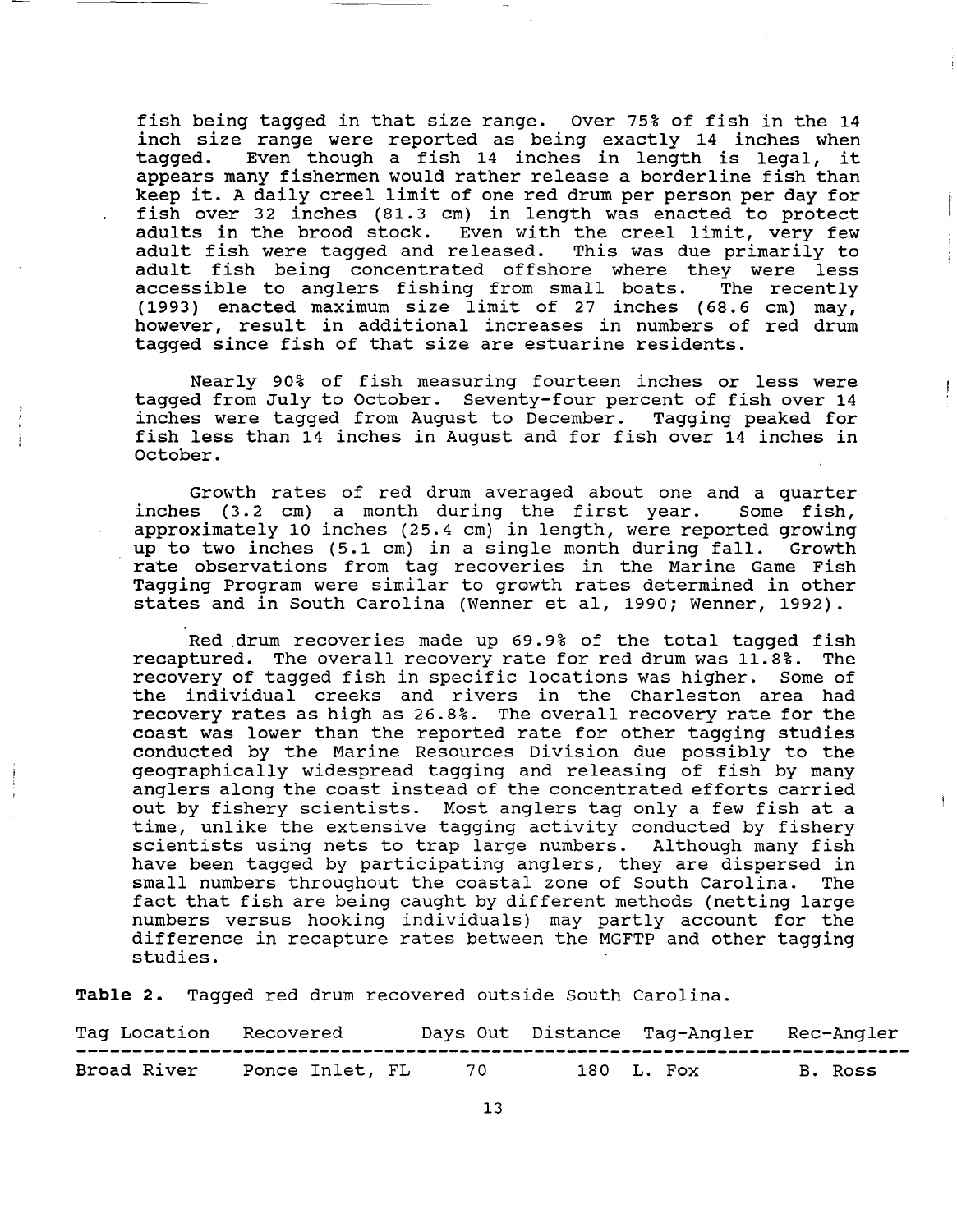fish being tagged in that size range. Over 75% of fish in the 14 inch size range were reported as being exactly 14 inches when tagged. Even though a fish 14 inches in length is legal, it appears many fishermen would rather release a borderline fish than keep it. A daily creel limit of one red drum per person per day for fish over 32 inches (81.3 cm) in length was enacted to protect adults in the brood stock. Even with the creel limit, very few adult fish were tagged and released. This was due primarily to adult fish being concentrated offshore where they were less accessible to anglers fishing from small boats. The recently (1993) enacted maximum size limit of 27 inches (68.6 cm) may, however, result in additional increases in numbers of red drum tagged since fish of that size are estuarine residents.

Nearly 90% of fish measuring fourteen inches or less were tagged from July to October. Seventy-four percent of fish over 14 inches were tagged from August to December. Tagging peaked for fish less than 14 inches in August and for fish over 14 inches in October.

Growth rates of red drum averaged about one and a quarter inches (3.2 cm) a month during the first year. Some fish, approximately 10 inches (25.4 cm) in length, were reported growing up to two inches (5.1 cm) in a single month during fall. Growth rate observations from tag recoveries in the Marine Game Fish Tagging Program were similar to growth rates determined in other states and in South Carolina (Wenner et al, 1990; Wenner, 1992).

Red drum recoveries made up 69.9% of the total tagged fish recaptured. The overall recovery rate for red drum was 11.8%. The recovery of tagged fish in specific locations was higher. Some of the individual creeks and rivers in the Charleston area had recovery rates as high as 26.8%. The overall recovery rate for the coast was lower than the reported rate for other tagging studies conducted by the Marine Resources Division due possibly to the geographically widespread tagging and releasing of fish by many anglers along the coast instead of the concentrated efforts carried out by fishery scientists. Most anglers tag only a few fish at a time, unlike the extensive tagging activity conducted by fishery scientists using nets to trap large numbers. Although many fish have been tagged by participating anglers, they are dispersed in small numbers throughout the coastal zone of South Carolina. The fact that fish are being caught by different methods (netting large numbers versus hooking individuals) may partly account for the difference in recapture rates between the MGFTP and other tagging studies.

**Table 2.** Tagged red drum recovered outside South Carolina.

| Tag Location | Recovered | Days Out | Distance | Tag-Angler | Rec-Angler |
|---|---|---|---|---|---|
| Broad River | Ponce Inlet, FL | 70 | 180 | L. Fox | B. Ross |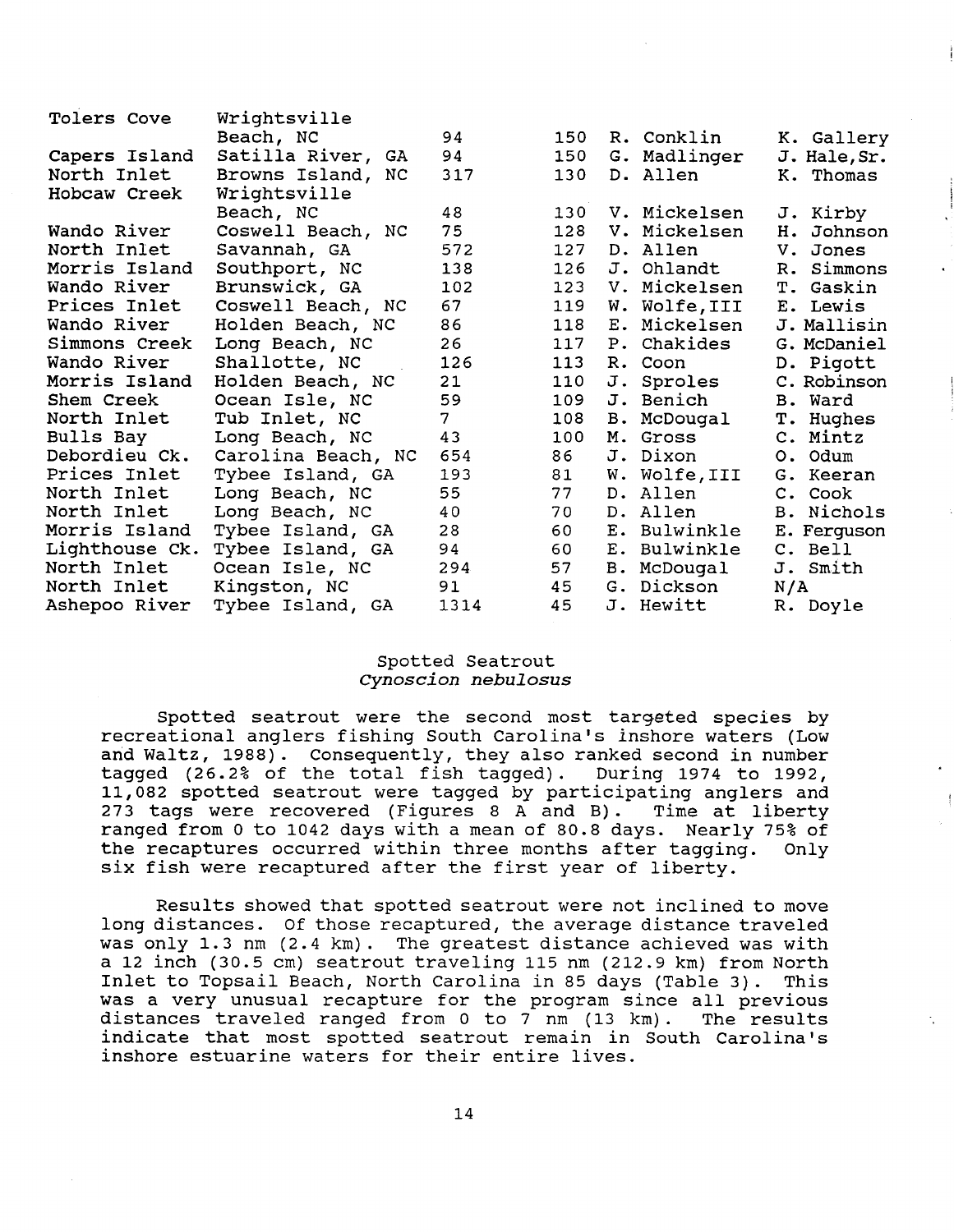| | | | | | |
|---|---|---|---|---|---|
| Tolers Cove | Wrightsville Beach, NC | 94 | 150 | R. Conklin | K. Gallery |
| Capers Island | Satilla River, GA | 94 | 150 | G. Madlinger | J. Hale,Sr. |
| North Inlet | Browns Island, NC | 317 | 130 | D. Allen | K. Thomas |
| Hobcaw Creek | Wrightsville Beach, NC | 48 | 130 | V. Mickelsen | J. Kirby |
| Wando River | Coswell Beach, NC | 75 | 128 | V. Mickelsen | H. Johnson |
| North Inlet | Savannah, GA | 572 | 127 | D. Allen | V. Jones |
| Morris Island | Southport, NC | 138 | 126 | J. Ohlandt | R. Simmons |
| Wando River | Brunswick, GA | 102 | 123 | V. Mickelsen | T. Gaskin |
| Prices Inlet | Coswell Beach, NC | 67 | 119 | W. Wolfe,III | E. Lewis |
| Wando River | Holden Beach, NC | 86 | 118 | E. Mickelsen | J. Mallisin |
| Simmons Creek | Long Beach, NC | 26 | 117 | P. Chakides | G. McDaniel |
| Wando River | Shallotte, NC | 126 | 113 | R. Coon | D. Pigott |
| Morris Island | Holden Beach, NC | 21 | 110 | J. Sproles | C. Robinson |
| Shem Creek | Ocean Isle, NC | 59 | 109 | J. Benich | B. Ward |
| North Inlet | Tub Inlet, NC | 7 | 108 | B. McDougal | T. Hughes |
| Bulls Bay | Long Beach, NC | 43 | 100 | M. Gross | C. Mintz |
| Debordieu Ck. | Carolina Beach, NC | 654 | 86 | J. Dixon | O. Odum |
| Prices Inlet | Tybee Island, GA | 193 | 81 | W. Wolfe,III | G. Keeran |
| North Inlet | Long Beach, NC | 55 | 77 | D. Allen | C. Cook |
| North Inlet | Long Beach, NC | 40 | 70 | D. Allen | B. Nichols |
| Morris Island | Tybee Island, GA | 28 | 60 | E. Bulwinkle | E. Ferguson |
| Lighthouse Ck. | Tybee Island, GA | 94 | 60 | E. Bulwinkle | C. Bell |
| North Inlet | Ocean Isle, NC | 294 | 57 | B. McDougal | J. Smith |
| North Inlet | Kingston, NC | 91 | 45 | G. Dickson | N/A |
| Ashepoo River | Tybee Island, GA | 1314 | 45 | J. Hewitt | R. Doyle |

## Spotted Seatrout
### *Cynoscion nebulosus*

Spotted seatrout were the second most targeted species by recreational anglers fishing South Carolina's inshore waters (Low and Waltz, 1988). Consequently, they also ranked second in number tagged (26.2% of the total fish tagged). During 1974 to 1992, 11,082 spotted seatrout were tagged by participating anglers and 273 tags were recovered (Figures 8 A and B). Time at liberty ranged from 0 to 1042 days with a mean of 80.8 days. Nearly 75% of the recaptures occurred within three months after tagging. Only six fish were recaptured after the first year of liberty.

Results showed that spotted seatrout were not inclined to move long distances. Of those recaptured, the average distance traveled was only 1.3 nm (2.4 km). The greatest distance achieved was with a 12 inch (30.5 cm) seatrout traveling 115 nm (212.9 km) from North Inlet to Topsail Beach, North Carolina in 85 days (Table 3). This was a very unusual recapture for the program since all previous distances traveled ranged from 0 to 7 nm (13 km). The results indicate that most spotted seatrout remain in South Carolina's inshore estuarine waters for their entire lives.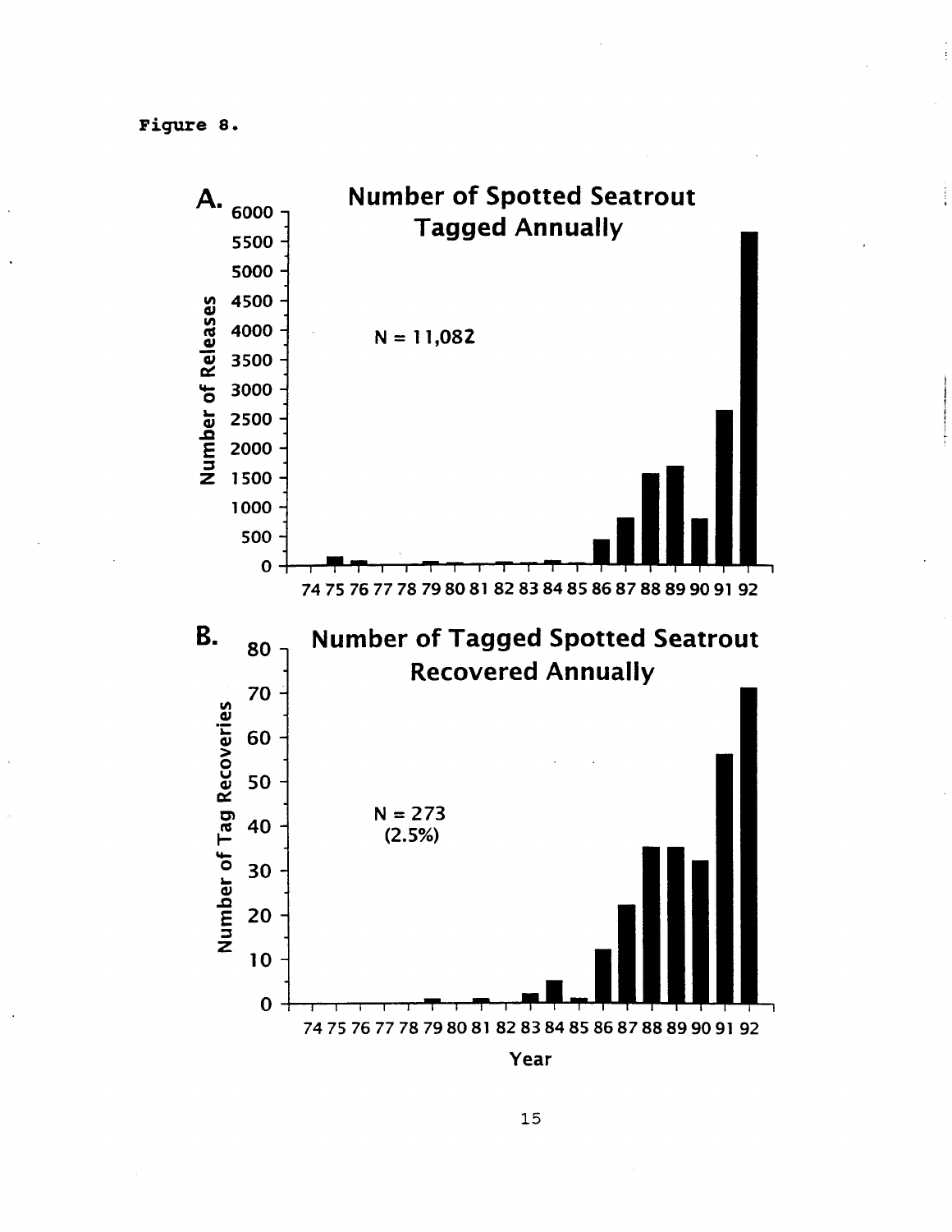Figure 8.

**A. Number of Spotted Seatrout Tagged Annually**

N = 11,082

Number of Releases

74 75 76 77 78 79 80 81 82 83 84 85 86 87 88 89 90 91 92

**B. Number of Tagged Spotted Seatrout Recovered Annually**

N = 273
(2.5%)

Number of Tag Recoveries

74 75 76 77 78 79 80 81 82 83 84 85 86 87 88 89 90 91 92

Year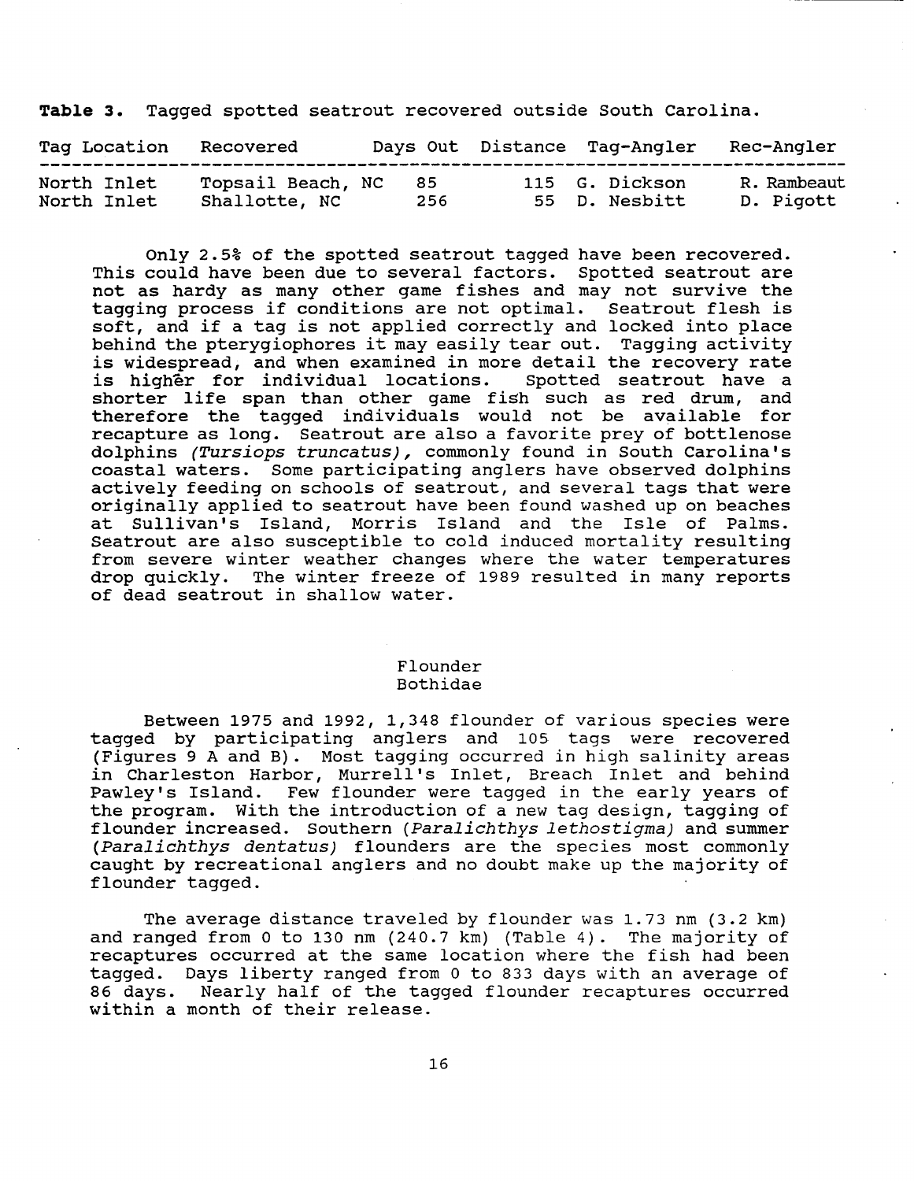**Table 3.** Tagged spotted seatrout recovered outside South Carolina.

| Tag Location | Recovered | Days Out | Distance | Tag-Angler | Rec-Angler |
|---|---|---|---|---|---|
| North Inlet | Topsail Beach, NC | 85 | 115 | G. Dickson | R. Rambeaut |
| North Inlet | Shallotte, NC | 256 | 55 | D. Nesbitt | D. Pigott |

Only 2.5% of the spotted seatrout tagged have been recovered. This could have been due to several factors. Spotted seatrout are not as hardy as many other game fishes and may not survive the tagging process if conditions are not optimal. Seatrout flesh is soft, and if a tag is not applied correctly and locked into place behind the pterygiophores it may easily tear out. Tagging activity is widespread, and when examined in more detail the recovery rate is higher for individual locations. Spotted seatrout have a shorter life span than other game fish such as red drum, and therefore the tagged individuals would not be available for recapture as long. Seatrout are also a favorite prey of bottlenose dolphins *(Tursiops truncatus)*, commonly found in South Carolina's coastal waters. Some participating anglers have observed dolphins actively feeding on schools of seatrout, and several tags that were originally applied to seatrout have been found washed up on beaches at Sullivan's Island, Morris Island and the Isle of Palms. Seatrout are also susceptible to cold induced mortality resulting from severe winter weather changes where the water temperatures drop quickly. The winter freeze of 1989 resulted in many reports of dead seatrout in shallow water.

## Flounder
## Bothidae

Between 1975 and 1992, 1,348 flounder of various species were tagged by participating anglers and 105 tags were recovered (Figures 9 A and B). Most tagging occurred in high salinity areas in Charleston Harbor, Murrell's Inlet, Breach Inlet and behind Pawley's Island. Few flounder were tagged in the early years of the program. With the introduction of a new tag design, tagging of flounder increased. Southern *(Paralichthys lethostigma)* and summer *(Paralichthys dentatus)* flounders are the species most commonly caught by recreational anglers and no doubt make up the majority of flounder tagged.

The average distance traveled by flounder was 1.73 nm (3.2 km) and ranged from 0 to 130 nm (240.7 km) (Table 4). The majority of recaptures occurred at the same location where the fish had been tagged. Days liberty ranged from 0 to 833 days with an average of 86 days. Nearly half of the tagged flounder recaptures occurred within a month of their release.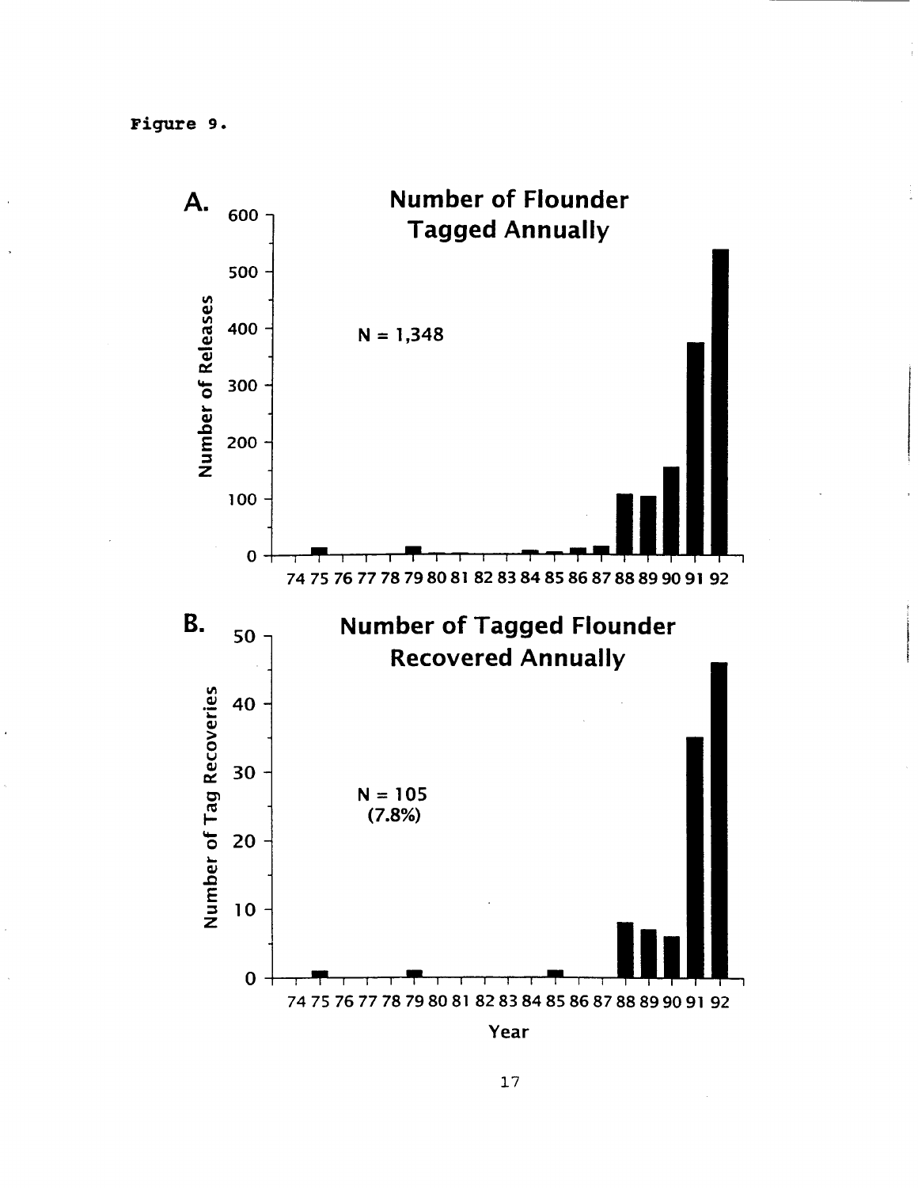Figure 9.

**A. Number of Flounder Tagged Annually**

N = 1,348

**B. Number of Tagged Flounder Recovered Annually**

N = 105
(7.8%)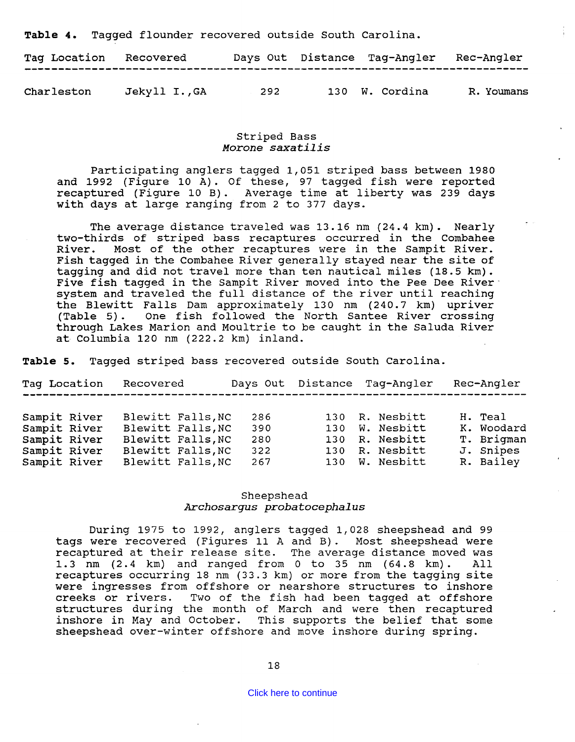**Table 4.** Tagged flounder recovered outside South Carolina.

| Tag Location | Recovered | Days Out | Distance | Tag-Angler | Rec-Angler |
|---|---|---|---|---|---|
| Charleston | Jekyll I.,GA | 292 | 130 | W. Cordina | R. Youmans |

## Striped Bass
### *Morone saxatilis*

Participating anglers tagged 1,051 striped bass between 1980 and 1992 (Figure 10 A). Of these, 97 tagged fish were reported recaptured (Figure 10 B). Average time at liberty was 239 days with days at large ranging from 2 to 377 days.

The average distance traveled was 13.16 nm (24.4 km). Nearly two-thirds of striped bass recaptures occurred in the Combahee River. Most of the other recaptures were in the Sampit River. Fish tagged in the Combahee River generally stayed near the site of tagging and did not travel more than ten nautical miles (18.5 km). Five fish tagged in the Sampit River moved into the Pee Dee River system and traveled the full distance of the river until reaching the Blewitt Falls Dam approximately 130 nm (240.7 km) upriver (Table 5). One fish followed the North Santee River crossing through Lakes Marion and Moultrie to be caught in the Saluda River at Columbia 120 nm (222.2 km) inland.

**Table 5.** Tagged striped bass recovered outside South Carolina.

| Tag Location | Recovered | Days Out | Distance | Tag-Angler | Rec-Angler |
|---|---|---|---|---|---|
| Sampit River | Blewitt Falls,NC | 286 | 130 | R. Nesbitt | H. Teal |
| Sampit River | Blewitt Falls,NC | 390 | 130 | W. Nesbitt | K. Woodard |
| Sampit River | Blewitt Falls,NC | 280 | 130 | R. Nesbitt | T. Brigman |
| Sampit River | Blewitt Falls,NC | 322 | 130 | R. Nesbitt | J. Snipes |
| Sampit River | Blewitt Falls,NC | 267 | 130 | W. Nesbitt | R. Bailey |

## Sheepshead
### *Archosargus probatocephalus*

During 1975 to 1992, anglers tagged 1,028 sheepshead and 99 tags were recovered (Figures 11 A and B). Most sheepshead were recaptured at their release site. The average distance moved was 1.3 nm (2.4 km) and ranged from 0 to 35 nm (64.8 km). All recaptures occurring 18 nm (33.3 km) or more from the tagging site were ingresses from offshore or nearshore structures to inshore creeks or rivers. Two of the fish had been tagged at offshore structures during the month of March and were then recaptured inshore in May and October. This supports the belief that some sheepshead over-winter offshore and move inshore during spring.

Click here to continue